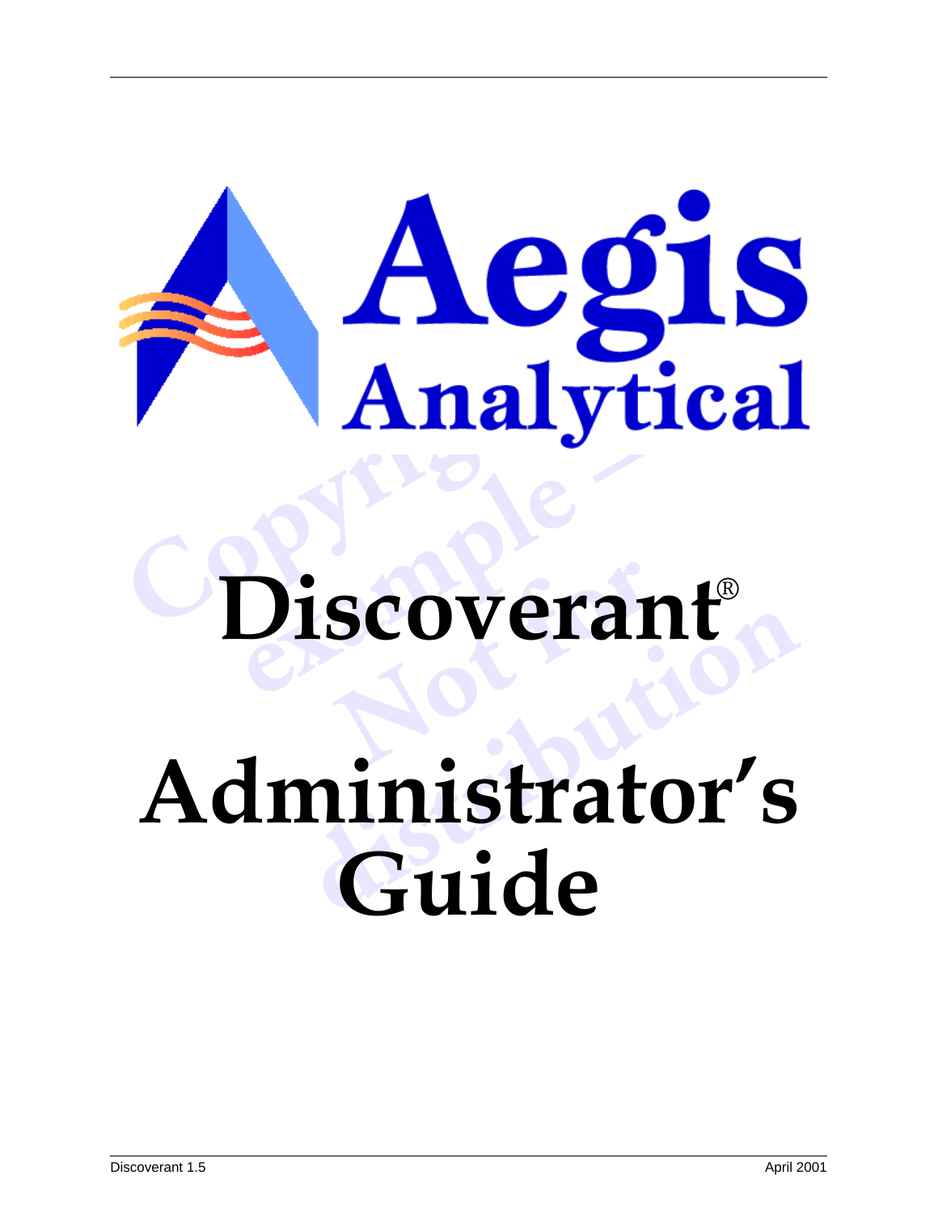Aegis Analytical

# Discoverant®

# Administrator's Guide

Discoverant 1.5

April 2001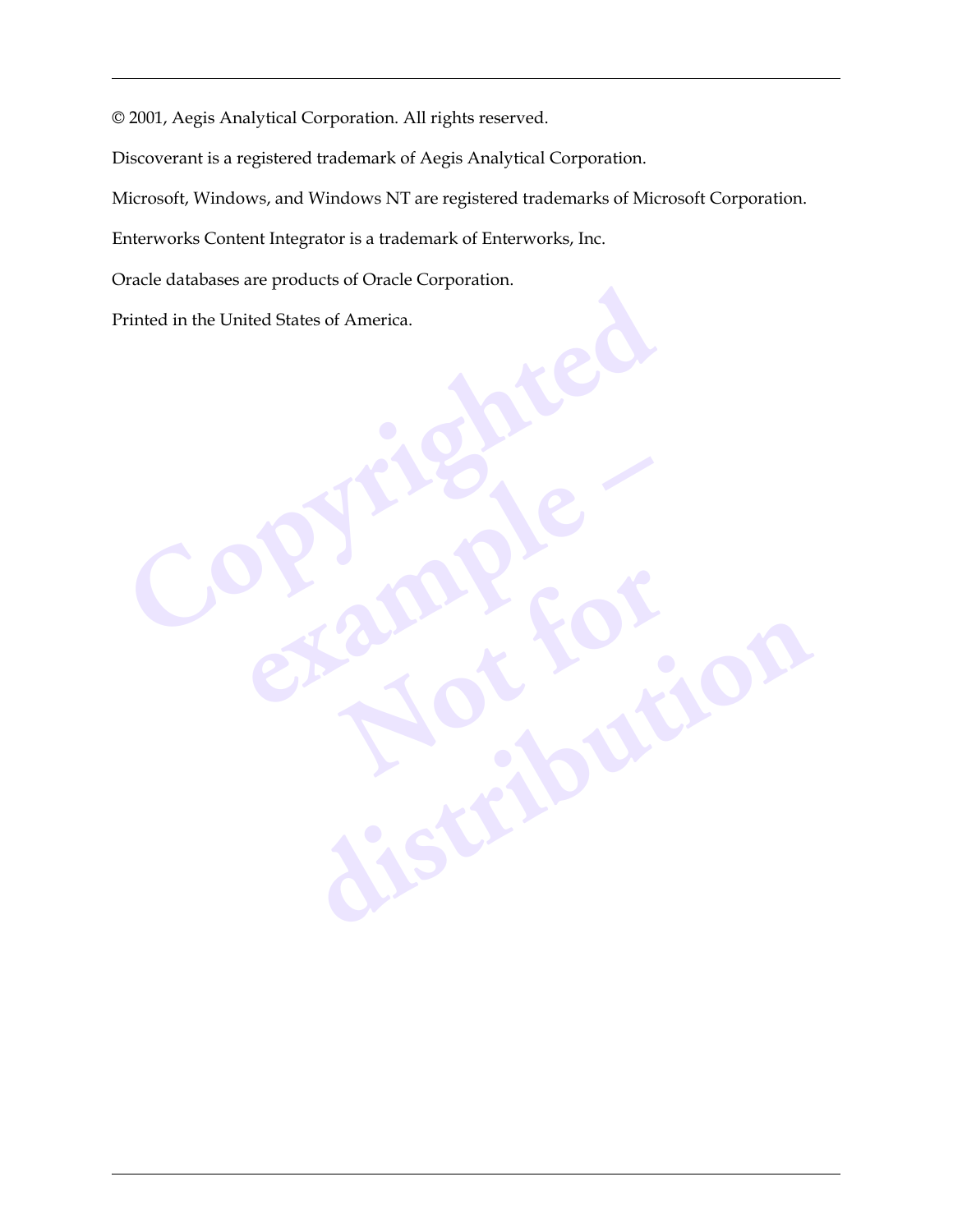© 2001, Aegis Analytical Corporation. All rights reserved.

Discoverant is a registered trademark of Aegis Analytical Corporation.

Microsoft, Windows, and Windows NT are registered trademarks of Microsoft Corporation.

Enterworks Content Integrator is a trademark of Enterworks, Inc.

Oracle databases are products of Oracle Corporation.

Printed in the United States of America.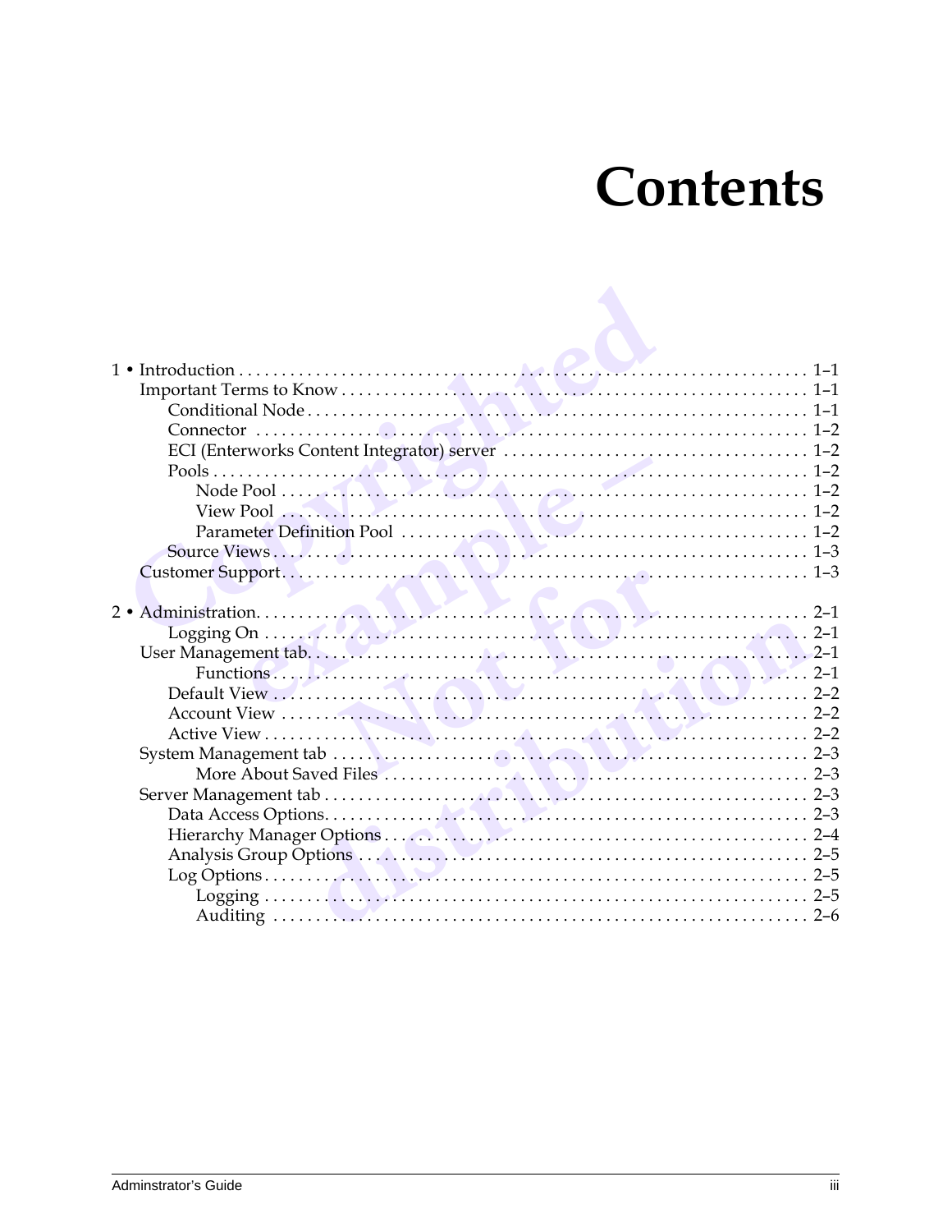# Contents

- 1 • Introduction . . . . . . . . . . 1–1
  - Important Terms to Know . . . . . . . . . . 1–1
    - Conditional Node . . . . . . . . . . 1–1
    - Connector . . . . . . . . . . 1–2
    - ECI (Enterworks Content Integrator) server . . . . . . . . . . 1–2
    - Pools . . . . . . . . . . 1–2
      - Node Pool . . . . . . . . . . 1–2
      - View Pool . . . . . . . . . . 1–2
      - Parameter Definition Pool . . . . . . . . . . 1–2
    - Source Views . . . . . . . . . . 1–3
  - Customer Support . . . . . . . . . . 1–3

- 2 • Administration . . . . . . . . . . 2–1
    - Logging On . . . . . . . . . . 2–1
  - User Management tab . . . . . . . . . . 2–1
      - Functions . . . . . . . . . . 2–1
    - Default View . . . . . . . . . . 2–2
    - Account View . . . . . . . . . . 2–2
    - Active View . . . . . . . . . . 2–2
  - System Management tab . . . . . . . . . . 2–3
      - More About Saved Files . . . . . . . . . . 2–3
  - Server Management tab . . . . . . . . . . 2–3
    - Data Access Options . . . . . . . . . . 2–3
    - Hierarchy Manager Options . . . . . . . . . . 2–4
    - Analysis Group Options . . . . . . . . . . 2–5
    - Log Options . . . . . . . . . . 2–5
      - Logging . . . . . . . . . . 2–5
      - Auditing . . . . . . . . . . 2–6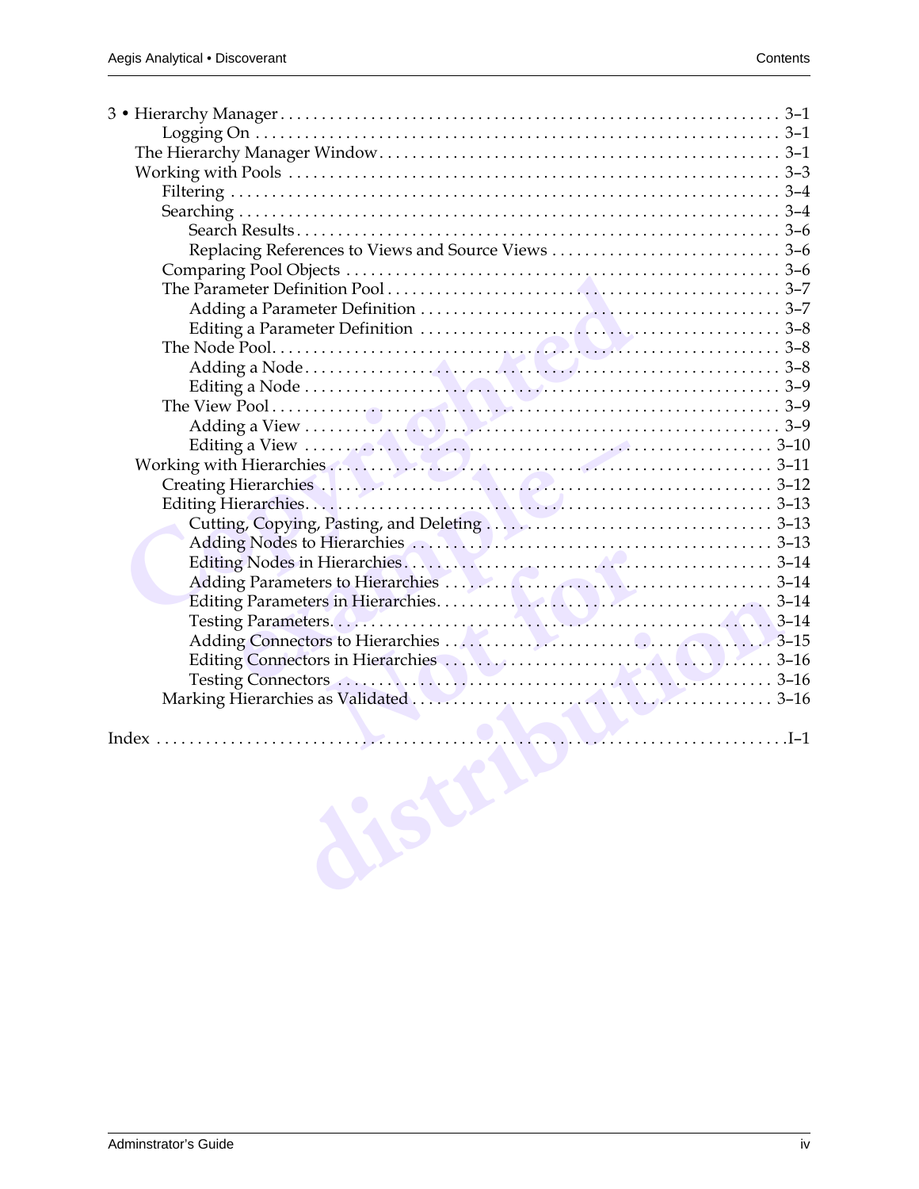- 3 • Hierarchy Manager . . . . . . 3–1
  - Logging On . . . . . . 3–1
- The Hierarchy Manager Window . . . . . . 3–1
- Working with Pools . . . . . . 3–3
  - Filtering . . . . . . 3–4
  - Searching . . . . . . 3–4
    - Search Results . . . . . . 3–6
    - Replacing References to Views and Source Views . . . . . . 3–6
  - Comparing Pool Objects . . . . . . 3–6
  - The Parameter Definition Pool . . . . . . 3–7
    - Adding a Parameter Definition . . . . . . 3–7
    - Editing a Parameter Definition . . . . . . 3–8
  - The Node Pool . . . . . . 3–8
    - Adding a Node . . . . . . 3–8
    - Editing a Node . . . . . . 3–9
  - The View Pool . . . . . . 3–9
    - Adding a View . . . . . . 3–9
    - Editing a View . . . . . . 3–10
- Working with Hierarchies . . . . . . 3–11
  - Creating Hierarchies . . . . . . 3–12
  - Editing Hierarchies . . . . . . 3–13
    - Cutting, Copying, Pasting, and Deleting . . . . . . 3–13
    - Adding Nodes to Hierarchies . . . . . . 3–13
    - Editing Nodes in Hierarchies . . . . . . 3–14
    - Adding Parameters to Hierarchies . . . . . . 3–14
    - Editing Parameters in Hierarchies . . . . . . 3–14
    - Testing Parameters . . . . . . 3–14
    - Adding Connectors to Hierarchies . . . . . . 3–15
    - Editing Connectors in Hierarchies . . . . . . 3–16
    - Testing Connectors . . . . . . 3–16
  - Marking Hierarchies as Validated . . . . . . 3–16

Index . . . . . . I–1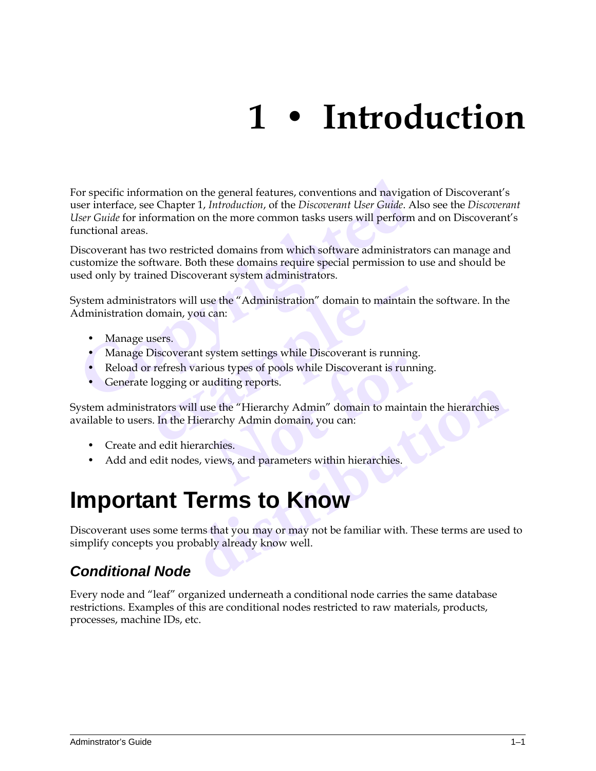# 1 • Introduction

For specific information on the general features, conventions and navigation of Discoverant's user interface, see Chapter 1, *Introduction*, of the *Discoverant User Guide*. Also see the *Discoverant User Guide* for information on the more common tasks users will perform and on Discoverant's functional areas.

Discoverant has two restricted domains from which software administrators can manage and customize the software. Both these domains require special permission to use and should be used only by trained Discoverant system administrators.

System administrators will use the "Administration" domain to maintain the software. In the Administration domain, you can:

- Manage users.
- Manage Discoverant system settings while Discoverant is running.
- Reload or refresh various types of pools while Discoverant is running.
- Generate logging or auditing reports.

System administrators will use the "Hierarchy Admin" domain to maintain the hierarchies available to users. In the Hierarchy Admin domain, you can:

- Create and edit hierarchies.
- Add and edit nodes, views, and parameters within hierarchies.

## Important Terms to Know

Discoverant uses some terms that you may or may not be familiar with. These terms are used to simplify concepts you probably already know well.

### *Conditional Node*

Every node and "leaf" organized underneath a conditional node carries the same database restrictions. Examples of this are conditional nodes restricted to raw materials, products, processes, machine IDs, etc.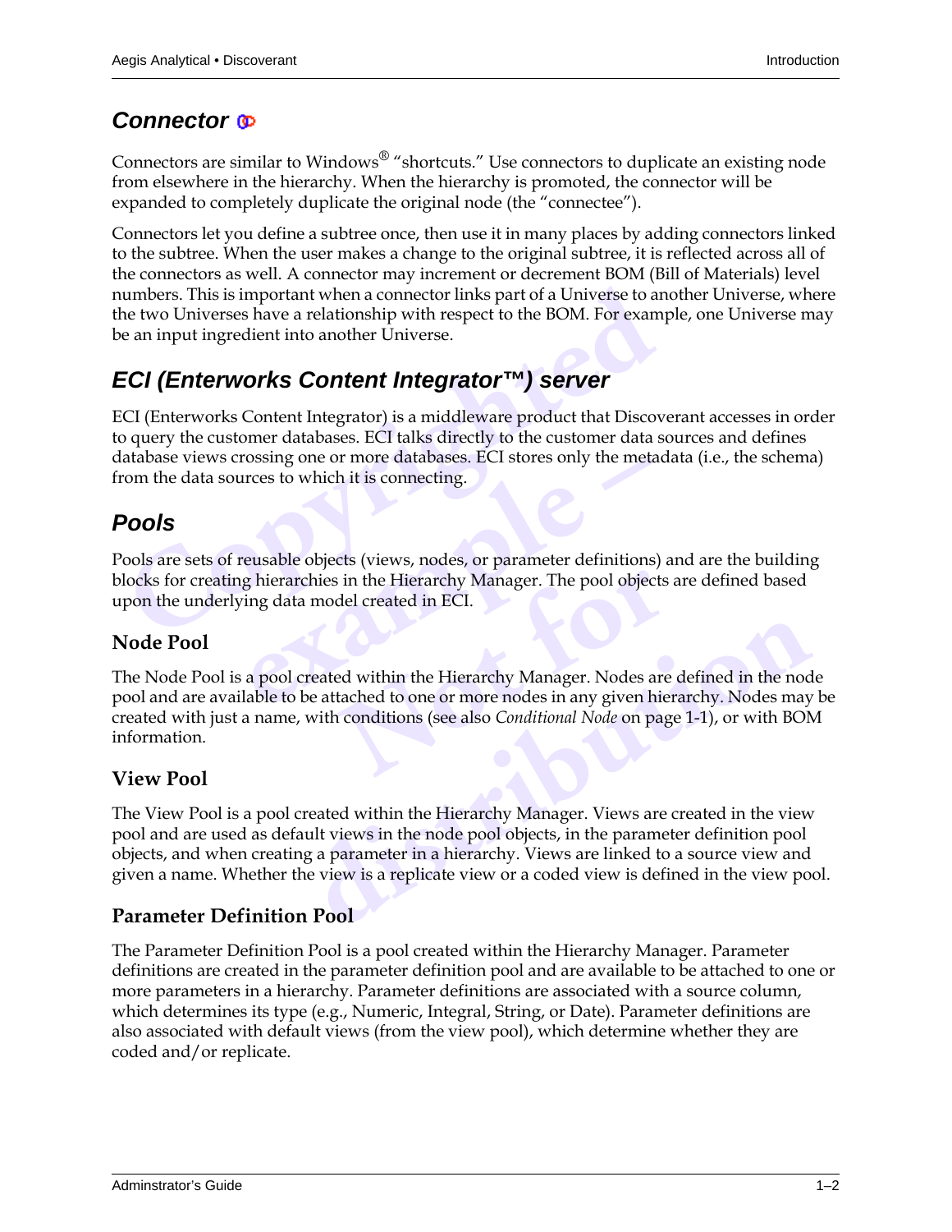## Connector

Connectors are similar to Windows® "shortcuts." Use connectors to duplicate an existing node from elsewhere in the hierarchy. When the hierarchy is promoted, the connector will be expanded to completely duplicate the original node (the "connectee").

Connectors let you define a subtree once, then use it in many places by adding connectors linked to the subtree. When the user makes a change to the original subtree, it is reflected across all of the connectors as well. A connector may increment or decrement BOM (Bill of Materials) level numbers. This is important when a connector links part of a Universe to another Universe, where the two Universes have a relationship with respect to the BOM. For example, one Universe may be an input ingredient into another Universe.

## ECI (Enterworks Content Integrator™) server

ECI (Enterworks Content Integrator) is a middleware product that Discoverant accesses in order to query the customer databases. ECI talks directly to the customer data sources and defines database views crossing one or more databases. ECI stores only the metadata (i.e., the schema) from the data sources to which it is connecting.

## Pools

Pools are sets of reusable objects (views, nodes, or parameter definitions) and are the building blocks for creating hierarchies in the Hierarchy Manager. The pool objects are defined based upon the underlying data model created in ECI.

### Node Pool

The Node Pool is a pool created within the Hierarchy Manager. Nodes are defined in the node pool and are available to be attached to one or more nodes in any given hierarchy. Nodes may be created with just a name, with conditions (see also *Conditional Node* on page 1-1), or with BOM information.

### View Pool

The View Pool is a pool created within the Hierarchy Manager. Views are created in the view pool and are used as default views in the node pool objects, in the parameter definition pool objects, and when creating a parameter in a hierarchy. Views are linked to a source view and given a name. Whether the view is a replicate view or a coded view is defined in the view pool.

### Parameter Definition Pool

The Parameter Definition Pool is a pool created within the Hierarchy Manager. Parameter definitions are created in the parameter definition pool and are available to be attached to one or more parameters in a hierarchy. Parameter definitions are associated with a source column, which determines its type (e.g., Numeric, Integral, String, or Date). Parameter definitions are also associated with default views (from the view pool), which determine whether they are coded and/or replicate.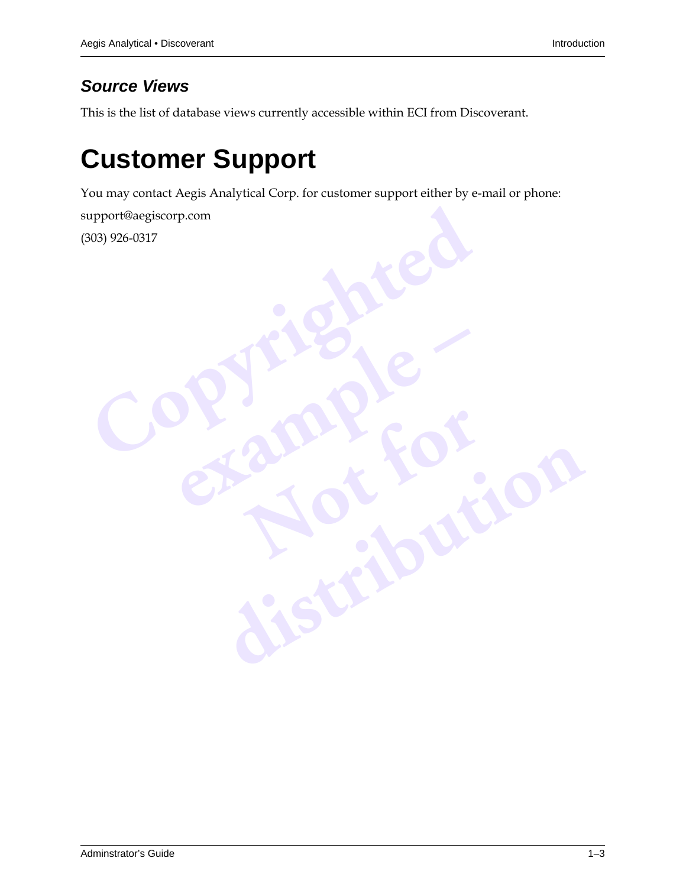### *Source Views*

This is the list of database views currently accessible within ECI from Discoverant.

# Customer Support

You may contact Aegis Analytical Corp. for customer support either by e-mail or phone:

support@aegiscorp.com

(303) 926-0317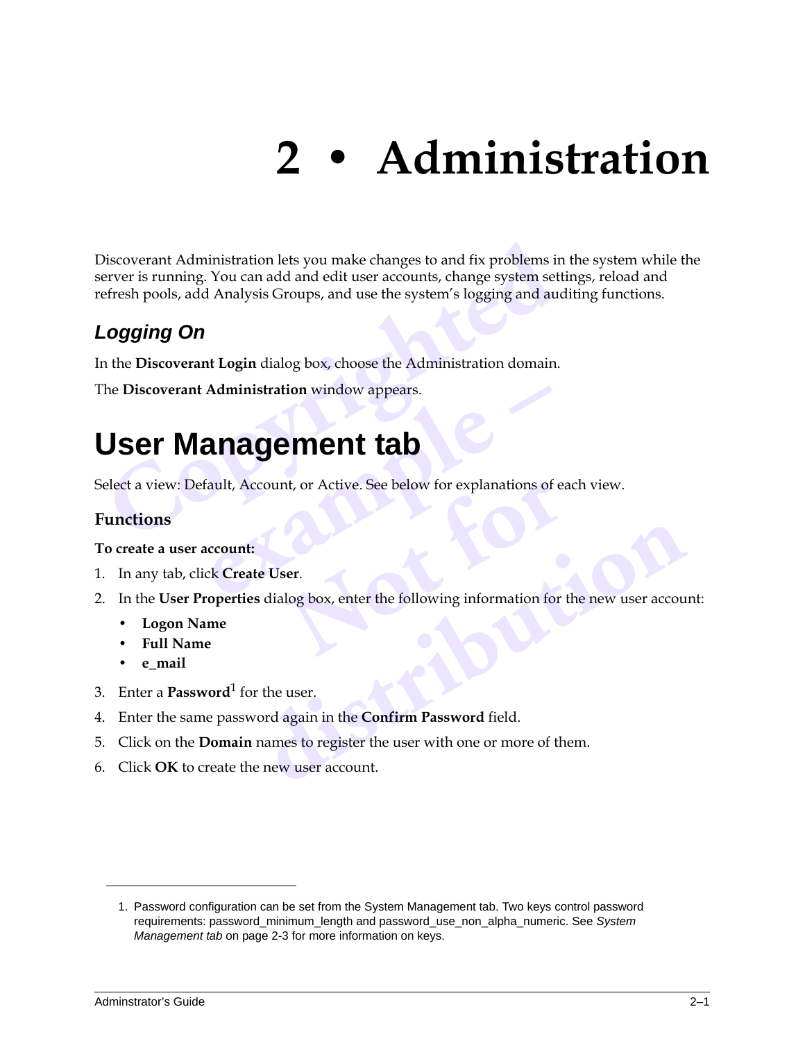# 2 • Administration

Discoverant Administration lets you make changes to and fix problems in the system while the server is running. You can add and edit user accounts, change system settings, reload and refresh pools, add Analysis Groups, and use the system's logging and auditing functions.

### *Logging On*

In the **Discoverant Login** dialog box, choose the Administration domain.

The **Discoverant Administration** window appears.

## User Management tab

Select a view: Default, Account, or Active. See below for explanations of each view.

### Functions

**To create a user account:**

1. In any tab, click **Create User**.
2. In the **User Properties** dialog box, enter the following information for the new user account:
   - **Logon Name**
   - **Full Name**
   - **e_mail**
3. Enter a **Password**[1] for the user.
4. Enter the same password again in the **Confirm Password** field.
5. Click on the **Domain** names to register the user with one or more of them.
6. Click **OK** to create the new user account.

---

1. Password configuration can be set from the System Management tab. Two keys control password requirements: password_minimum_length and password_use_non_alpha_numeric. See *System Management tab* on page 2-3 for more information on keys.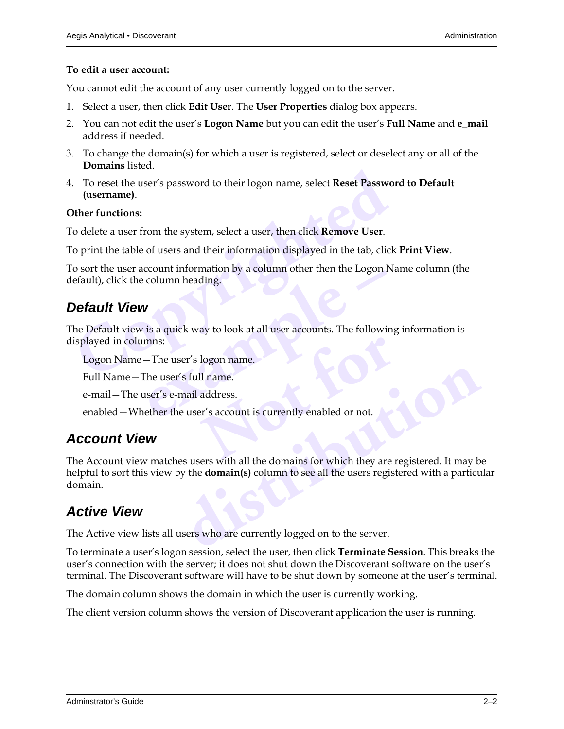**To edit a user account:**

You cannot edit the account of any user currently logged on to the server.

1. Select a user, then click **Edit User**. The **User Properties** dialog box appears.
2. You can not edit the user's **Logon Name** but you can edit the user's **Full Name** and **e_mail** address if needed.
3. To change the domain(s) for which a user is registered, select or deselect any or all of the **Domains** listed.
4. To reset the user's password to their logon name, select **Reset Password to Default (username)**.

**Other functions:**

To delete a user from the system, select a user, then click **Remove User**.

To print the table of users and their information displayed in the tab, click **Print View**.

To sort the user account information by a column other then the Logon Name column (the default), click the column heading.

## *Default View*

The Default view is a quick way to look at all user accounts. The following information is displayed in columns:

Logon Name—The user's logon name.

Full Name—The user's full name.

e-mail—The user's e-mail address.

enabled—Whether the user's account is currently enabled or not.

## *Account View*

The Account view matches users with all the domains for which they are registered. It may be helpful to sort this view by the **domain(s)** column to see all the users registered with a particular domain.

## *Active View*

The Active view lists all users who are currently logged on to the server.

To terminate a user's logon session, select the user, then click **Terminate Session**. This breaks the user's connection with the server; it does not shut down the Discoverant software on the user's terminal. The Discoverant software will have to be shut down by someone at the user's terminal.

The domain column shows the domain in which the user is currently working.

The client version column shows the version of Discoverant application the user is running.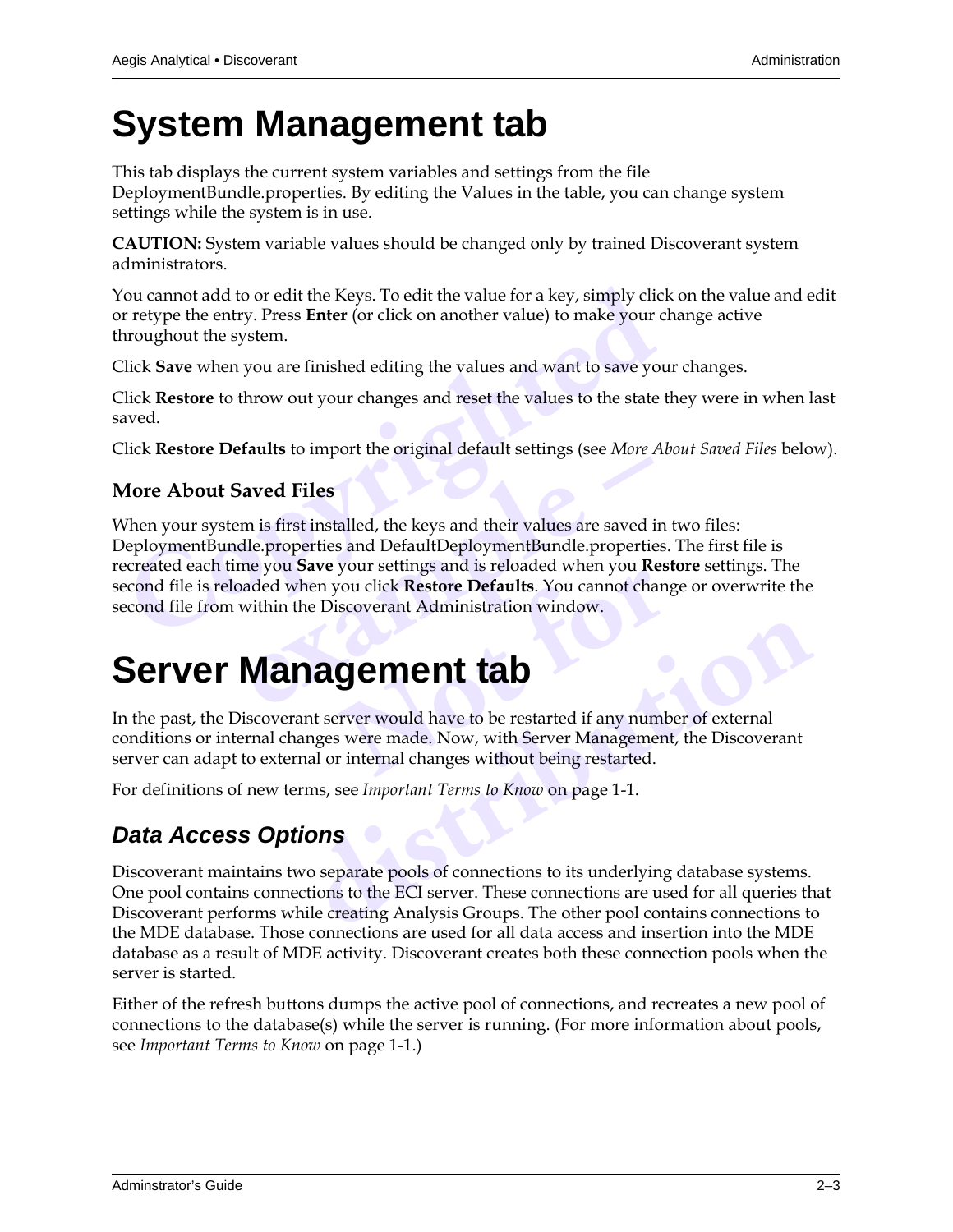# System Management tab

This tab displays the current system variables and settings from the file DeploymentBundle.properties. By editing the Values in the table, you can change system settings while the system is in use.

**CAUTION:** System variable values should be changed only by trained Discoverant system administrators.

You cannot add to or edit the Keys. To edit the value for a key, simply click on the value and edit or retype the entry. Press **Enter** (or click on another value) to make your change active throughout the system.

Click **Save** when you are finished editing the values and want to save your changes.

Click **Restore** to throw out your changes and reset the values to the state they were in when last saved.

Click **Restore Defaults** to import the original default settings (see *More About Saved Files* below).

### More About Saved Files

When your system is first installed, the keys and their values are saved in two files: DeploymentBundle.properties and DefaultDeploymentBundle.properties. The first file is recreated each time you **Save** your settings and is reloaded when you **Restore** settings. The second file is reloaded when you click **Restore Defaults**. You cannot change or overwrite the second file from within the Discoverant Administration window.

# Server Management tab

In the past, the Discoverant server would have to be restarted if any number of external conditions or internal changes were made. Now, with Server Management, the Discoverant server can adapt to external or internal changes without being restarted.

For definitions of new terms, see *Important Terms to Know* on page 1-1.

## *Data Access Options*

Discoverant maintains two separate pools of connections to its underlying database systems. One pool contains connections to the ECI server. These connections are used for all queries that Discoverant performs while creating Analysis Groups. The other pool contains connections to the MDE database. Those connections are used for all data access and insertion into the MDE database as a result of MDE activity. Discoverant creates both these connection pools when the server is started.

Either of the refresh buttons dumps the active pool of connections, and recreates a new pool of connections to the database(s) while the server is running. (For more information about pools, see *Important Terms to Know* on page 1-1.)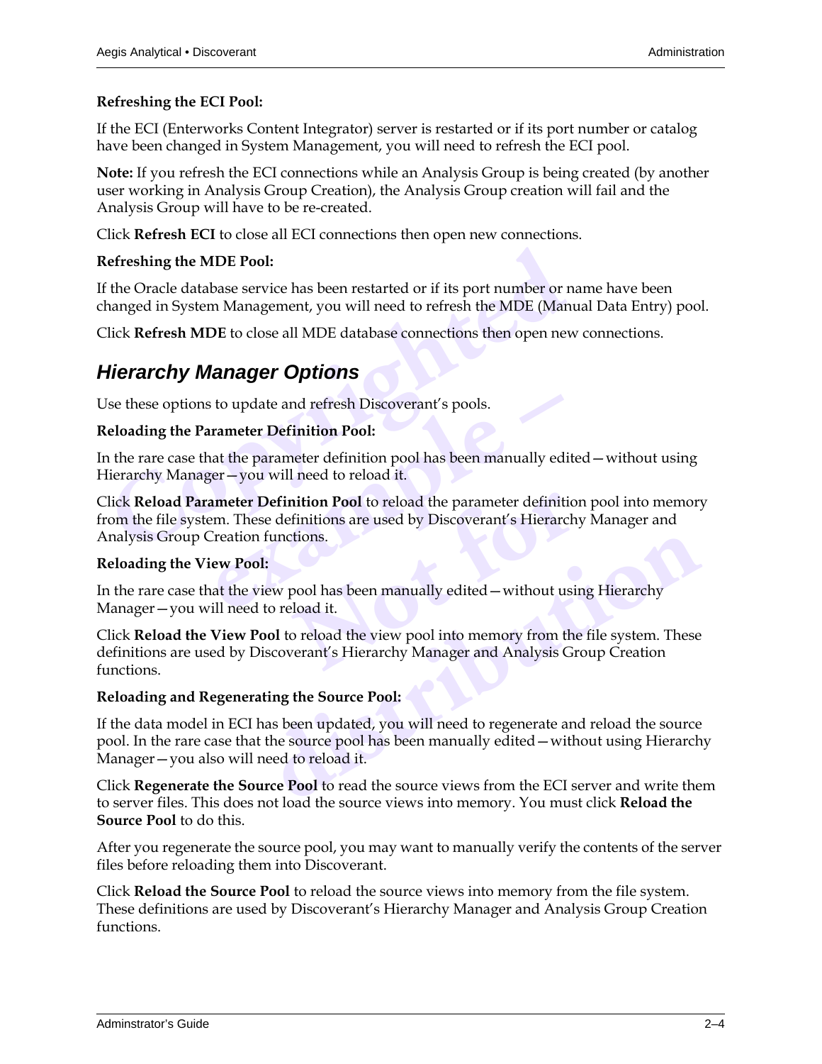**Refreshing the ECI Pool:**

If the ECI (Enterworks Content Integrator) server is restarted or if its port number or catalog have been changed in System Management, you will need to refresh the ECI pool.

**Note:** If you refresh the ECI connections while an Analysis Group is being created (by another user working in Analysis Group Creation), the Analysis Group creation will fail and the Analysis Group will have to be re-created.

Click **Refresh ECI** to close all ECI connections then open new connections.

**Refreshing the MDE Pool:**

If the Oracle database service has been restarted or if its port number or name have been changed in System Management, you will need to refresh the MDE (Manual Data Entry) pool.

Click **Refresh MDE** to close all MDE database connections then open new connections.

## *Hierarchy Manager Options*

Use these options to update and refresh Discoverant's pools.

**Reloading the Parameter Definition Pool:**

In the rare case that the parameter definition pool has been manually edited—without using Hierarchy Manager—you will need to reload it.

Click **Reload Parameter Definition Pool** to reload the parameter definition pool into memory from the file system. These definitions are used by Discoverant's Hierarchy Manager and Analysis Group Creation functions.

**Reloading the View Pool:**

In the rare case that the view pool has been manually edited—without using Hierarchy Manager—you will need to reload it.

Click **Reload the View Pool** to reload the view pool into memory from the file system. These definitions are used by Discoverant's Hierarchy Manager and Analysis Group Creation functions.

**Reloading and Regenerating the Source Pool:**

If the data model in ECI has been updated, you will need to regenerate and reload the source pool. In the rare case that the source pool has been manually edited—without using Hierarchy Manager—you also will need to reload it.

Click **Regenerate the Source Pool** to read the source views from the ECI server and write them to server files. This does not load the source views into memory. You must click **Reload the Source Pool** to do this.

After you regenerate the source pool, you may want to manually verify the contents of the server files before reloading them into Discoverant.

Click **Reload the Source Pool** to reload the source views into memory from the file system. These definitions are used by Discoverant's Hierarchy Manager and Analysis Group Creation functions.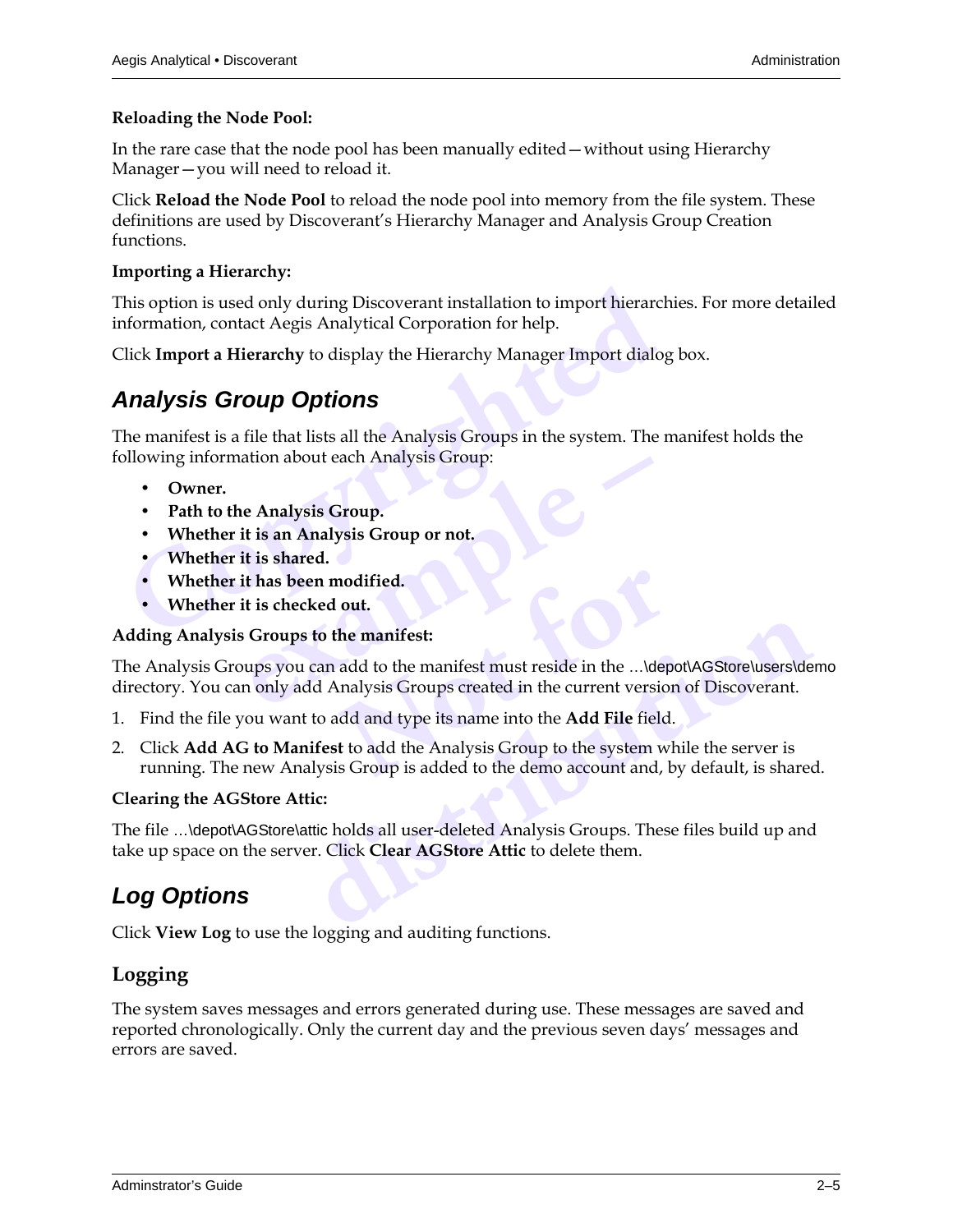**Reloading the Node Pool:**

In the rare case that the node pool has been manually edited—without using Hierarchy Manager—you will need to reload it.

Click **Reload the Node Pool** to reload the node pool into memory from the file system. These definitions are used by Discoverant's Hierarchy Manager and Analysis Group Creation functions.

**Importing a Hierarchy:**

This option is used only during Discoverant installation to import hierarchies. For more detailed information, contact Aegis Analytical Corporation for help.

Click **Import a Hierarchy** to display the Hierarchy Manager Import dialog box.

## *Analysis Group Options*

The manifest is a file that lists all the Analysis Groups in the system. The manifest holds the following information about each Analysis Group:

- **Owner.**
- **Path to the Analysis Group.**
- **Whether it is an Analysis Group or not.**
- **Whether it is shared.**
- **Whether it has been modified.**
- **Whether it is checked out.**

**Adding Analysis Groups to the manifest:**

The Analysis Groups you can add to the manifest must reside in the …\depot\AGStore\users\demo directory. You can only add Analysis Groups created in the current version of Discoverant.

1. Find the file you want to add and type its name into the **Add File** field.
2. Click **Add AG to Manifest** to add the Analysis Group to the system while the server is running. The new Analysis Group is added to the demo account and, by default, is shared.

**Clearing the AGStore Attic:**

The file …\depot\AGStore\attic holds all user-deleted Analysis Groups. These files build up and take up space on the server. Click **Clear AGStore Attic** to delete them.

## *Log Options*

Click **View Log** to use the logging and auditing functions.

### Logging

The system saves messages and errors generated during use. These messages are saved and reported chronologically. Only the current day and the previous seven days' messages and errors are saved.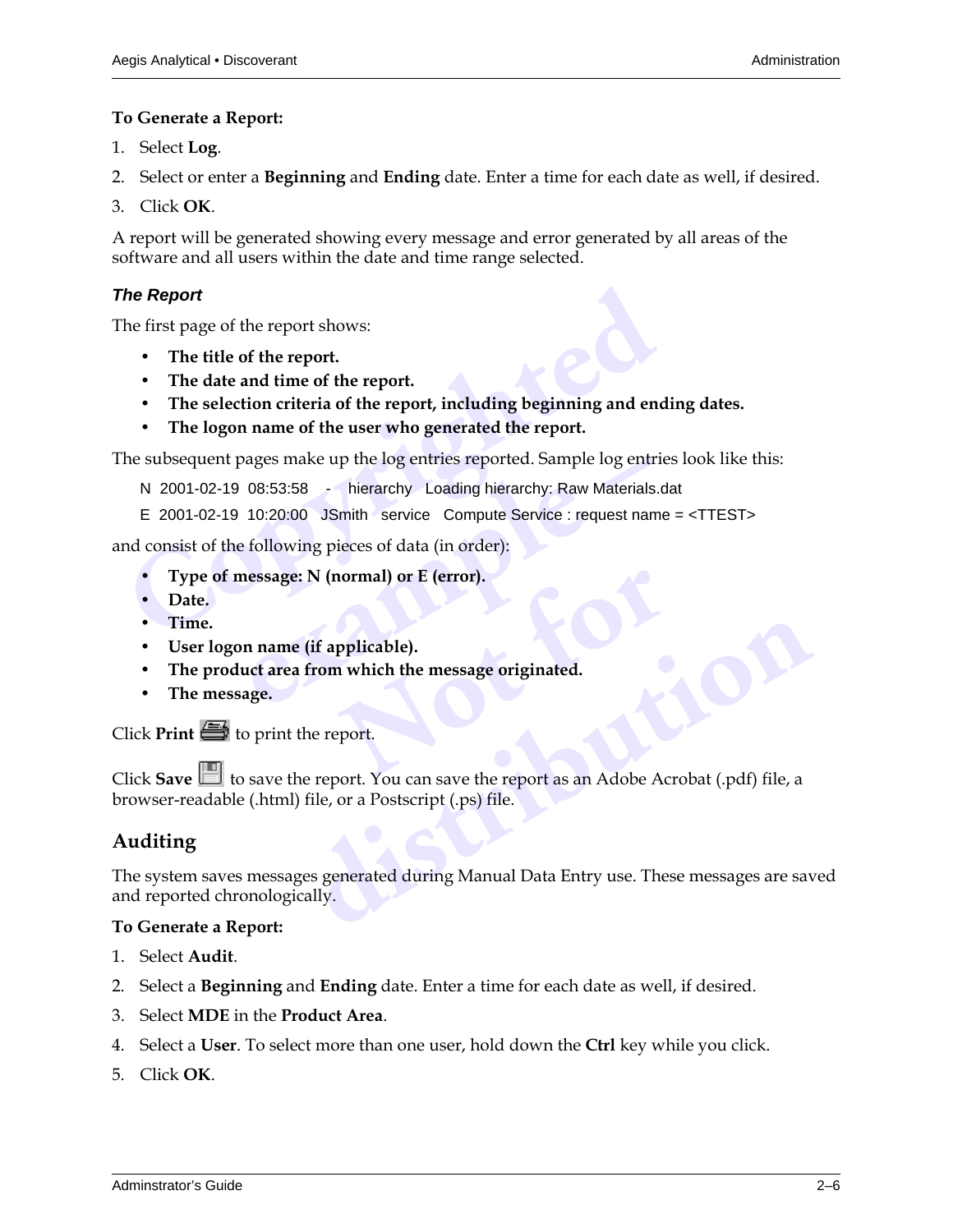**To Generate a Report:**

1. Select **Log**.
2. Select or enter a **Beginning** and **Ending** date. Enter a time for each date as well, if desired.
3. Click **OK**.

A report will be generated showing every message and error generated by all areas of the software and all users within the date and time range selected.

### *The Report*

The first page of the report shows:

- **The title of the report.**
- **The date and time of the report.**
- **The selection criteria of the report, including beginning and ending dates.**
- **The logon name of the user who generated the report.**

The subsequent pages make up the log entries reported. Sample log entries look like this:

```
N  2001-02-19  08:53:58   -    hierarchy   Loading hierarchy: Raw Materials.dat
E  2001-02-19  10:20:00   JSmith   service   Compute Service : request name = <TTEST>
```

and consist of the following pieces of data (in order):

- **Type of message: N (normal) or E (error).**
- **Date.**
- **Time.**
- **User logon name (if applicable).**
- **The product area from which the message originated.**
- **The message.**

Click **Print** to print the report.

Click **Save** to save the report. You can save the report as an Adobe Acrobat (.pdf) file, a browser-readable (.html) file, or a Postscript (.ps) file.

## Auditing

The system saves messages generated during Manual Data Entry use. These messages are saved and reported chronologically.

**To Generate a Report:**

1. Select **Audit**.
2. Select a **Beginning** and **Ending** date. Enter a time for each date as well, if desired.
3. Select **MDE** in the **Product Area**.
4. Select a **User**. To select more than one user, hold down the **Ctrl** key while you click.
5. Click **OK**.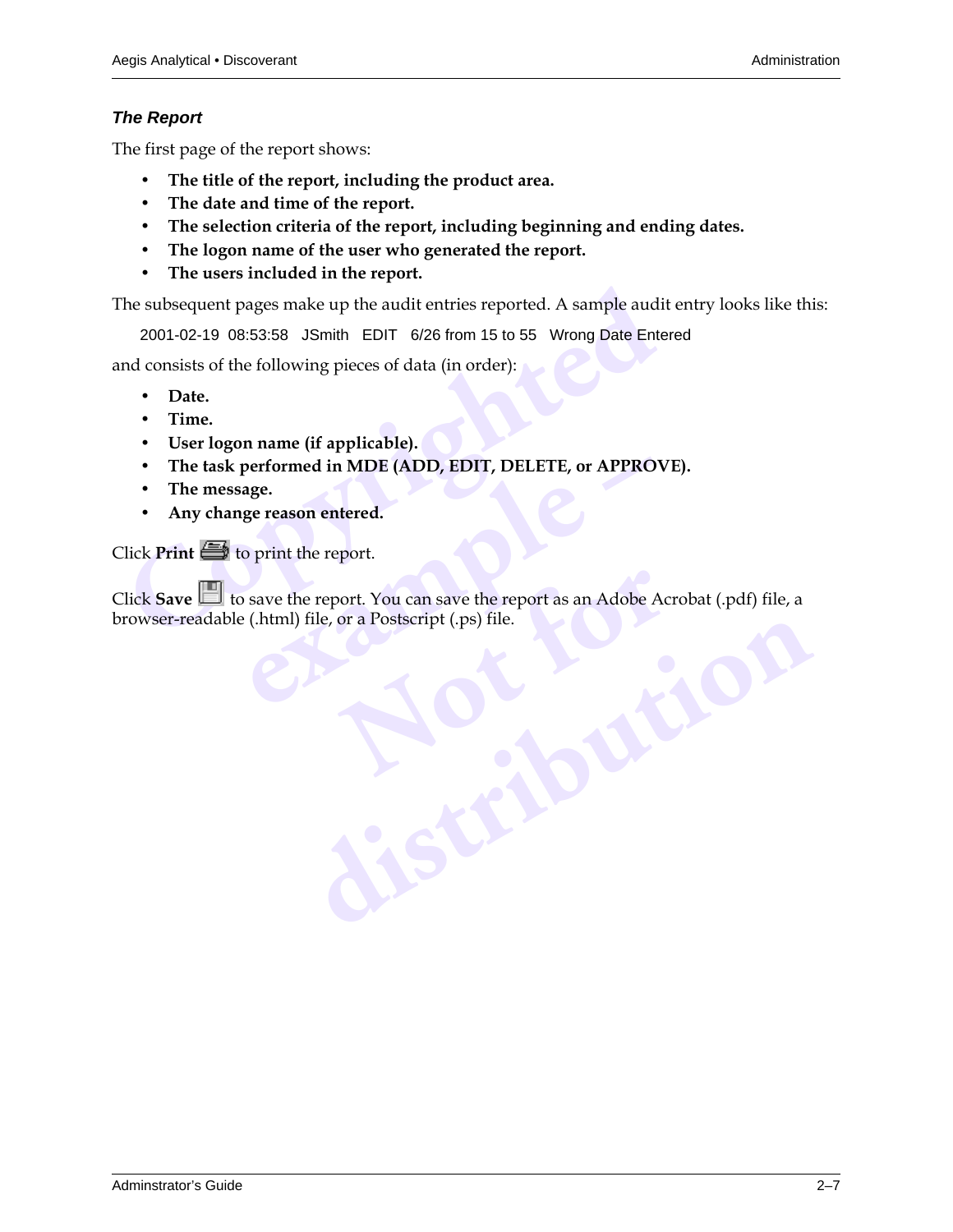### *The Report*

The first page of the report shows:

- **The title of the report, including the product area.**
- **The date and time of the report.**
- **The selection criteria of the report, including beginning and ending dates.**
- **The logon name of the user who generated the report.**
- **The users included in the report.**

The subsequent pages make up the audit entries reported. A sample audit entry looks like this:

```
2001-02-19  08:53:58   JSmith   EDIT   6/26 from 15 to 55   Wrong Date Entered
```

and consists of the following pieces of data (in order):

- **Date.**
- **Time.**
- **User logon name (if applicable).**
- **The task performed in MDE (ADD, EDIT, DELETE, or APPROVE).**
- **The message.**
- **Any change reason entered.**

Click **Print** to print the report.

Click **Save** to save the report. You can save the report as an Adobe Acrobat (.pdf) file, a browser-readable (.html) file, or a Postscript (.ps) file.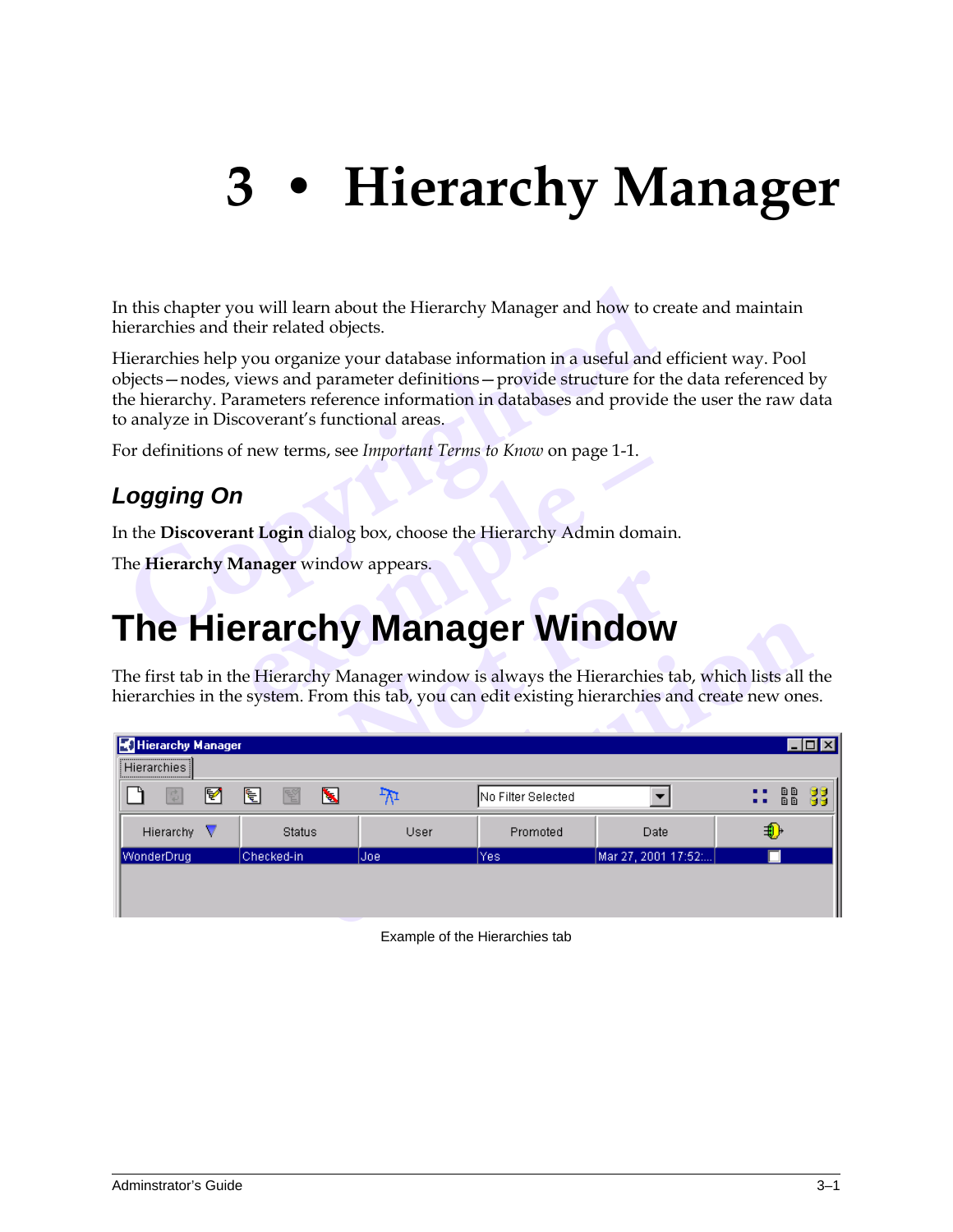# 3 • Hierarchy Manager

In this chapter you will learn about the Hierarchy Manager and how to create and maintain hierarchies and their related objects.

Hierarchies help you organize your database information in a useful and efficient way. Pool objects—nodes, views and parameter definitions—provide structure for the data referenced by the hierarchy. Parameters reference information in databases and provide the user the raw data to analyze in Discoverant's functional areas.

For definitions of new terms, see *Important Terms to Know* on page 1-1.

### *Logging On*

In the **Discoverant Login** dialog box, choose the Hierarchy Admin domain.

The **Hierarchy Manager** window appears.

## The Hierarchy Manager Window

The first tab in the Hierarchy Manager window is always the Hierarchies tab, which lists all the hierarchies in the system. From this tab, you can edit existing hierarchies and create new ones.

| Hierarchy | Status | User | Promoted | Date | |
|---|---|---|---|---|---|
| WonderDrug | Checked-in | Joe | Yes | Mar 27, 2001 17:52:... | ☐ |

Example of the Hierarchies tab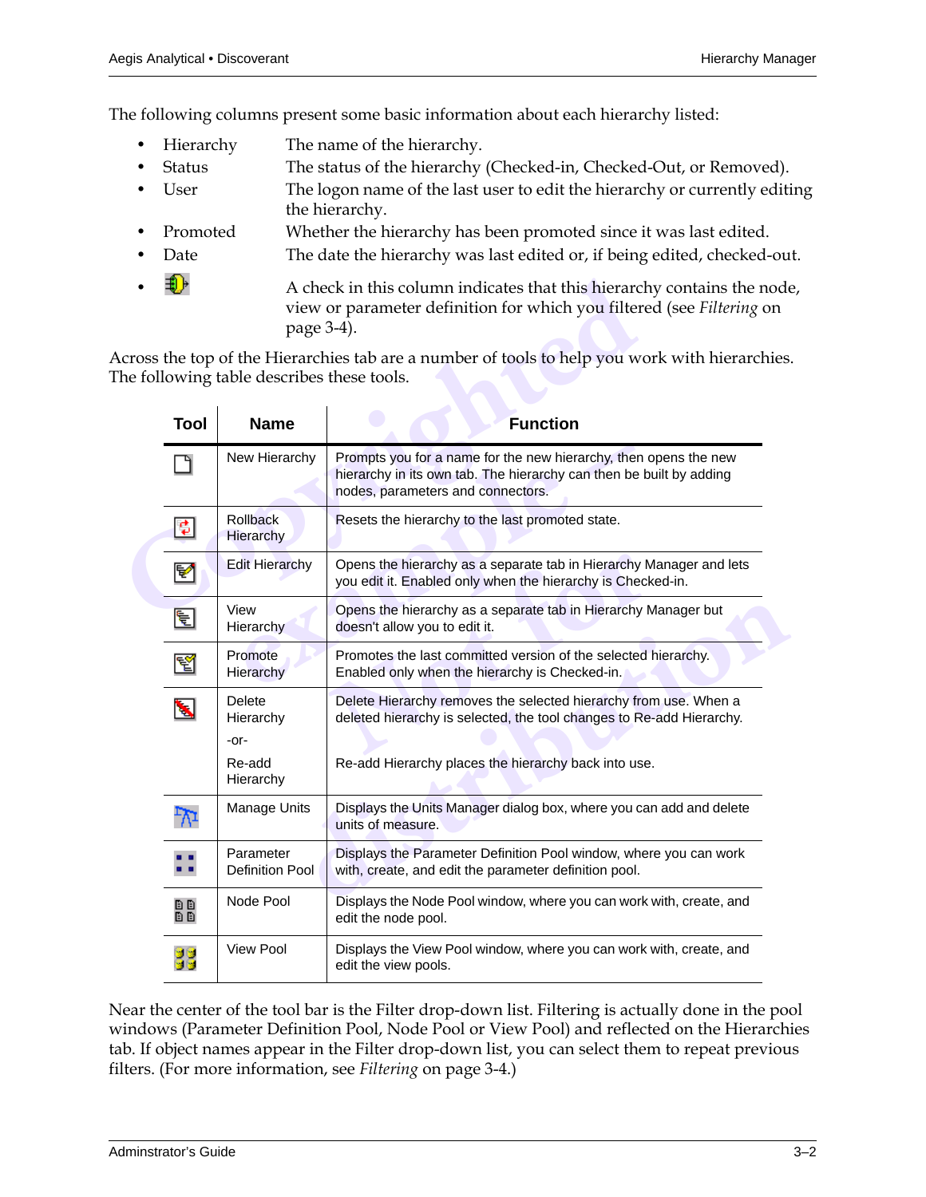The following columns present some basic information about each hierarchy listed:

- Hierarchy — The name of the hierarchy.
- Status — The status of the hierarchy (Checked-in, Checked-Out, or Removed).
- User — The logon name of the last user to edit the hierarchy or currently editing the hierarchy.
- Promoted — Whether the hierarchy has been promoted since it was last edited.
- Date — The date the hierarchy was last edited or, if being edited, checked-out.
- (icon) — A check in this column indicates that this hierarchy contains the node, view or parameter definition for which you filtered (see *Filtering* on page 3-4).

Across the top of the Hierarchies tab are a number of tools to help you work with hierarchies. The following table describes these tools.

| Tool | Name | Function |
|---|---|---|
| | New Hierarchy | Prompts you for a name for the new hierarchy, then opens the new hierarchy in its own tab. The hierarchy can then be built by adding nodes, parameters and connectors. |
| | Rollback Hierarchy | Resets the hierarchy to the last promoted state. |
| | Edit Hierarchy | Opens the hierarchy as a separate tab in Hierarchy Manager and lets you edit it. Enabled only when the hierarchy is Checked-in. |
| | View Hierarchy | Opens the hierarchy as a separate tab in Hierarchy Manager but doesn't allow you to edit it. |
| | Promote Hierarchy | Promotes the last committed version of the selected hierarchy. Enabled only when the hierarchy is Checked-in. |
| | Delete Hierarchy -or- Re-add Hierarchy | Delete Hierarchy removes the selected hierarchy from use. When a deleted hierarchy is selected, the tool changes to Re-add Hierarchy. Re-add Hierarchy places the hierarchy back into use. |
| | Manage Units | Displays the Units Manager dialog box, where you can add and delete units of measure. |
| | Parameter Definition Pool | Displays the Parameter Definition Pool window, where you can work with, create, and edit the parameter definition pool. |
| | Node Pool | Displays the Node Pool window, where you can work with, create, and edit the node pool. |
| | View Pool | Displays the View Pool window, where you can work with, create, and edit the view pools. |

Near the center of the tool bar is the Filter drop-down list. Filtering is actually done in the pool windows (Parameter Definition Pool, Node Pool or View Pool) and reflected on the Hierarchies tab. If object names appear in the Filter drop-down list, you can select them to repeat previous filters. (For more information, see *Filtering* on page 3-4.)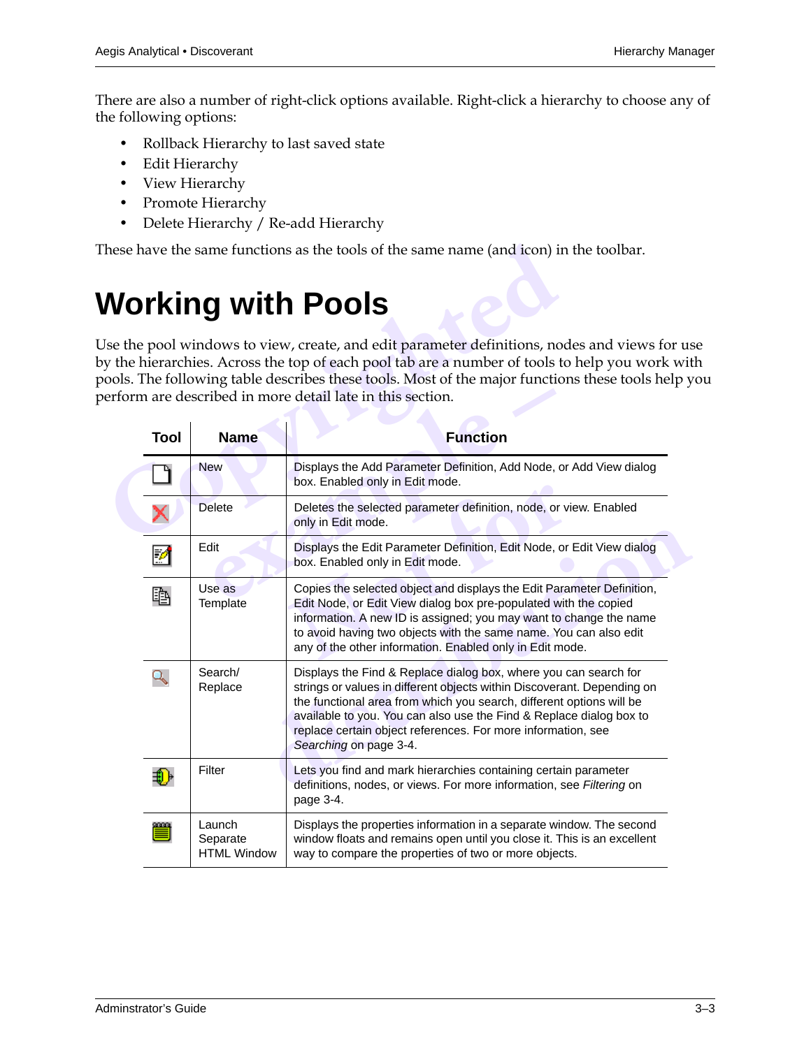There are also a number of right-click options available. Right-click a hierarchy to choose any of the following options:

- Rollback Hierarchy to last saved state
- Edit Hierarchy
- View Hierarchy
- Promote Hierarchy
- Delete Hierarchy / Re-add Hierarchy

These have the same functions as the tools of the same name (and icon) in the toolbar.

# Working with Pools

Use the pool windows to view, create, and edit parameter definitions, nodes and views for use by the hierarchies. Across the top of each pool tab are a number of tools to help you work with pools. The following table describes these tools. Most of the major functions these tools help you perform are described in more detail late in this section.

| Tool | Name | Function |
|---|---|---|
| | New | Displays the Add Parameter Definition, Add Node, or Add View dialog box. Enabled only in Edit mode. |
| | Delete | Deletes the selected parameter definition, node, or view. Enabled only in Edit mode. |
| | Edit | Displays the Edit Parameter Definition, Edit Node, or Edit View dialog box. Enabled only in Edit mode. |
| | Use as Template | Copies the selected object and displays the Edit Parameter Definition, Edit Node, or Edit View dialog box pre-populated with the copied information. A new ID is assigned; you may want to change the name to avoid having two objects with the same name. You can also edit any of the other information. Enabled only in Edit mode. |
| | Search/ Replace | Displays the Find & Replace dialog box, where you can search for strings or values in different objects within Discoverant. Depending on the functional area from which you search, different options will be available to you. You can also use the Find & Replace dialog box to replace certain object references. For more information, see *Searching* on page 3-4. |
| | Filter | Lets you find and mark hierarchies containing certain parameter definitions, nodes, or views. For more information, see *Filtering* on page 3-4. |
| | Launch Separate HTML Window | Displays the properties information in a separate window. The second window floats and remains open until you close it. This is an excellent way to compare the properties of two or more objects. |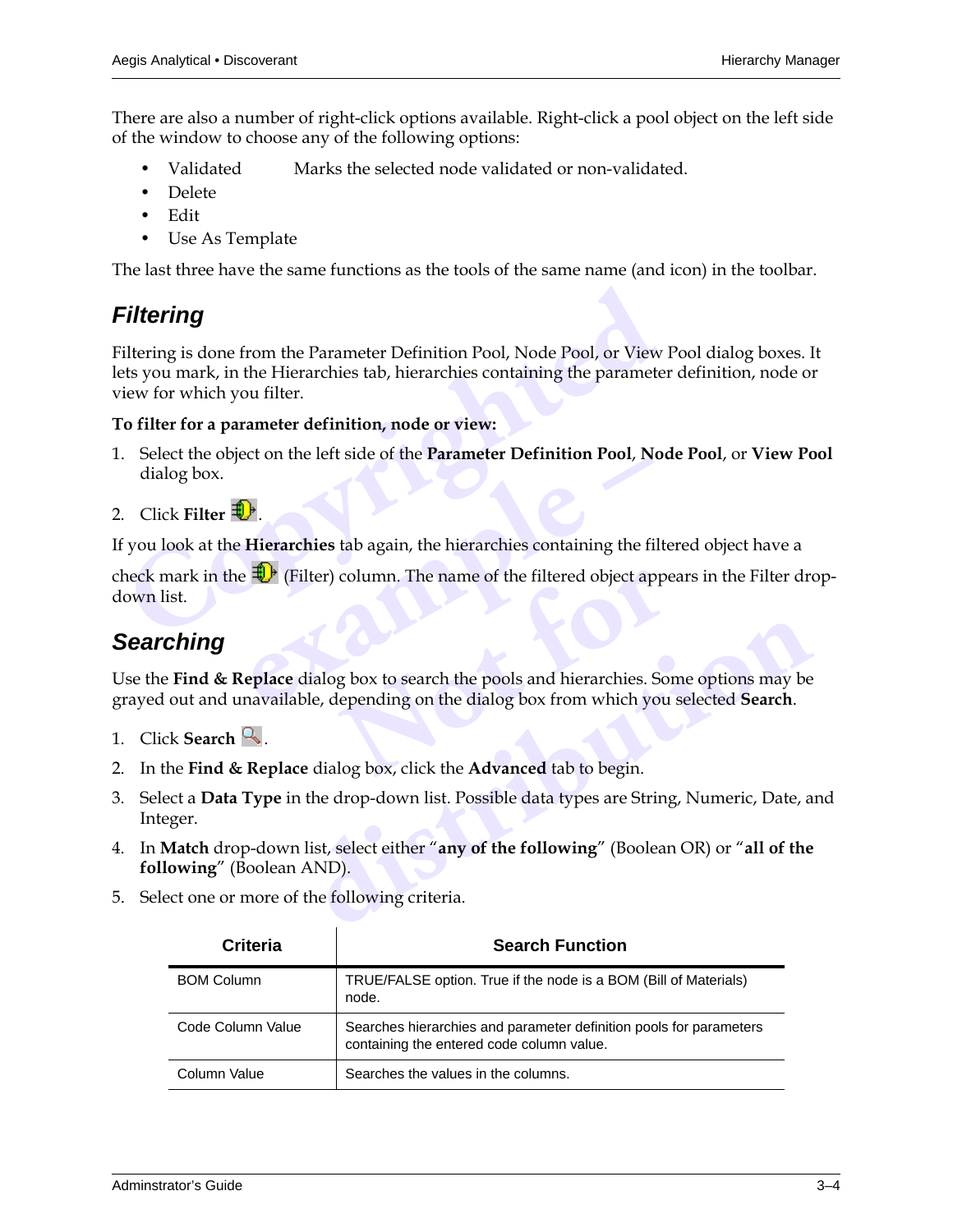There are also a number of right-click options available. Right-click a pool object on the left side of the window to choose any of the following options:

- Validated    Marks the selected node validated or non-validated.
- Delete
- Edit
- Use As Template

The last three have the same functions as the tools of the same name (and icon) in the toolbar.

## *Filtering*

Filtering is done from the Parameter Definition Pool, Node Pool, or View Pool dialog boxes. It lets you mark, in the Hierarchies tab, hierarchies containing the parameter definition, node or view for which you filter.

**To filter for a parameter definition, node or view:**

1. Select the object on the left side of the **Parameter Definition Pool**, **Node Pool**, or **View Pool** dialog box.
2. Click **Filter** .

If you look at the **Hierarchies** tab again, the hierarchies containing the filtered object have a check mark in the  (Filter) column. The name of the filtered object appears in the Filter drop-down list.

## *Searching*

Use the **Find & Replace** dialog box to search the pools and hierarchies. Some options may be grayed out and unavailable, depending on the dialog box from which you selected **Search**.

1. Click **Search** .
2. In the **Find & Replace** dialog box, click the **Advanced** tab to begin.
3. Select a **Data Type** in the drop-down list. Possible data types are String, Numeric, Date, and Integer.
4. In **Match** drop-down list, select either "**any of the following**" (Boolean OR) or "**all of the following**" (Boolean AND).
5. Select one or more of the following criteria.

| Criteria | Search Function |
|---|---|
| BOM Column | TRUE/FALSE option. True if the node is a BOM (Bill of Materials) node. |
| Code Column Value | Searches hierarchies and parameter definition pools for parameters containing the entered code column value. |
| Column Value | Searches the values in the columns. |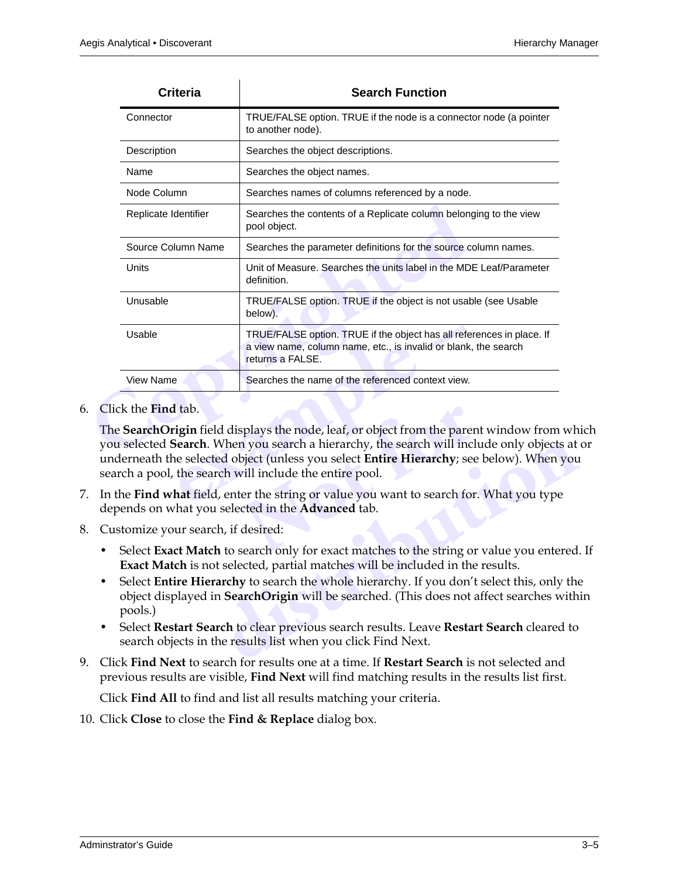| Criteria | Search Function |
|---|---|
| Connector | TRUE/FALSE option. TRUE if the node is a connector node (a pointer to another node). |
| Description | Searches the object descriptions. |
| Name | Searches the object names. |
| Node Column | Searches names of columns referenced by a node. |
| Replicate Identifier | Searches the contents of a Replicate column belonging to the view pool object. |
| Source Column Name | Searches the parameter definitions for the source column names. |
| Units | Unit of Measure. Searches the units label in the MDE Leaf/Parameter definition. |
| Unusable | TRUE/FALSE option. TRUE if the object is not usable (see Usable below). |
| Usable | TRUE/FALSE option. TRUE if the object has all references in place. If a view name, column name, etc., is invalid or blank, the search returns a FALSE. |
| View Name | Searches the name of the referenced context view. |

6. Click the **Find** tab.

   The **SearchOrigin** field displays the node, leaf, or object from the parent window from which you selected **Search**. When you search a hierarchy, the search will include only objects at or underneath the selected object (unless you select **Entire Hierarchy**; see below). When you search a pool, the search will include the entire pool.

7. In the **Find what** field, enter the string or value you want to search for. What you type depends on what you selected in the **Advanced** tab.

8. Customize your search, if desired:

   - Select **Exact Match** to search only for exact matches to the string or value you entered. If **Exact Match** is not selected, partial matches will be included in the results.
   - Select **Entire Hierarchy** to search the whole hierarchy. If you don't select this, only the object displayed in **SearchOrigin** will be searched. (This does not affect searches within pools.)
   - Select **Restart Search** to clear previous search results. Leave **Restart Search** cleared to search objects in the results list when you click Find Next.

9. Click **Find Next** to search for results one at a time. If **Restart Search** is not selected and previous results are visible, **Find Next** will find matching results in the results list first.

   Click **Find All** to find and list all results matching your criteria.

10. Click **Close** to close the **Find & Replace** dialog box.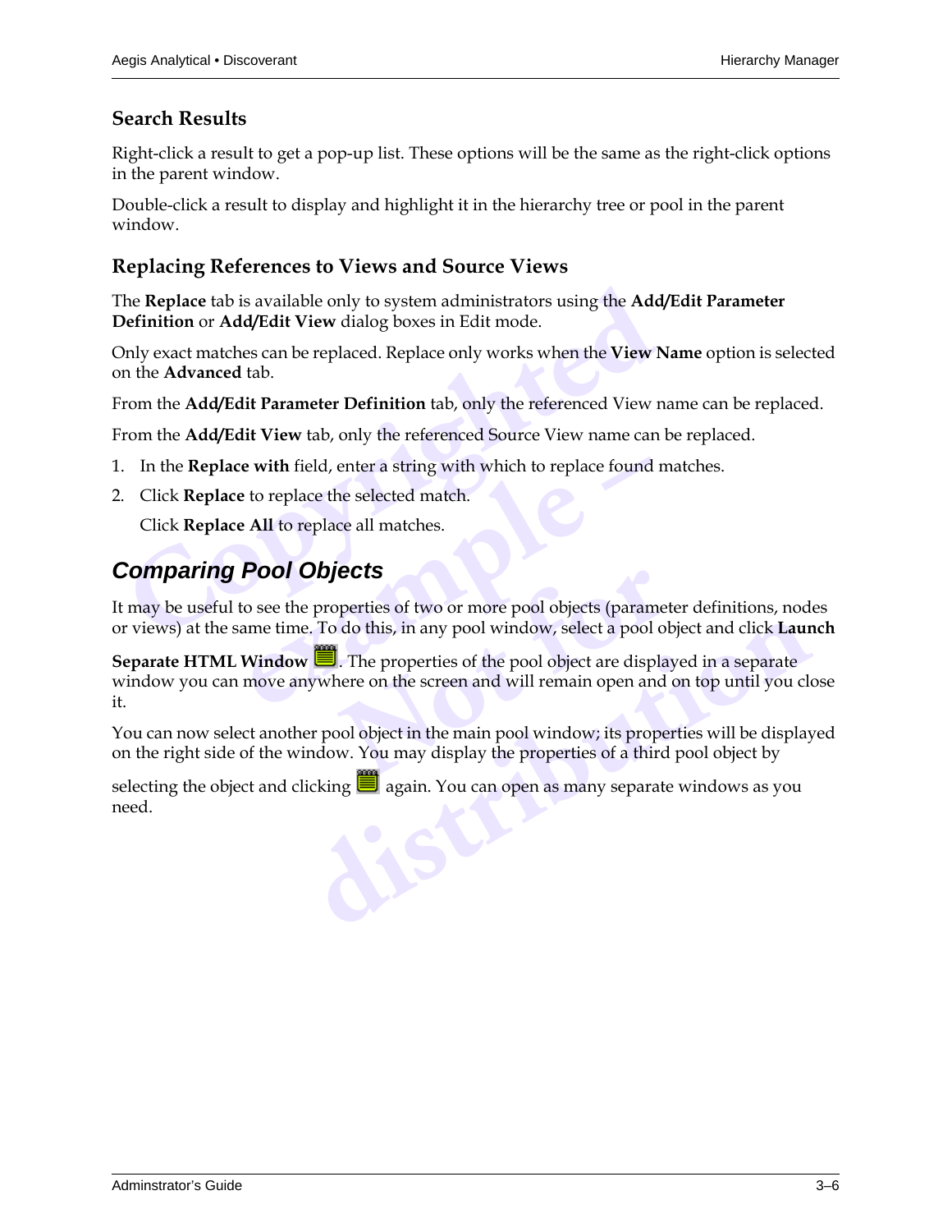### Search Results

Right-click a result to get a pop-up list. These options will be the same as the right-click options in the parent window.

Double-click a result to display and highlight it in the hierarchy tree or pool in the parent window.

### Replacing References to Views and Source Views

The **Replace** tab is available only to system administrators using the **Add/Edit Parameter Definition** or **Add/Edit View** dialog boxes in Edit mode.

Only exact matches can be replaced. Replace only works when the **View Name** option is selected on the **Advanced** tab.

From the **Add/Edit Parameter Definition** tab, only the referenced View name can be replaced.

From the **Add/Edit View** tab, only the referenced Source View name can be replaced.

1. In the **Replace with** field, enter a string with which to replace found matches.
2. Click **Replace** to replace the selected match.

   Click **Replace All** to replace all matches.

## *Comparing Pool Objects*

It may be useful to see the properties of two or more pool objects (parameter definitions, nodes or views) at the same time. To do this, in any pool window, select a pool object and click **Launch Separate HTML Window**. The properties of the pool object are displayed in a separate window you can move anywhere on the screen and will remain open and on top until you close it.

You can now select another pool object in the main pool window; its properties will be displayed on the right side of the window. You may display the properties of a third pool object by selecting the object and clicking again. You can open as many separate windows as you need.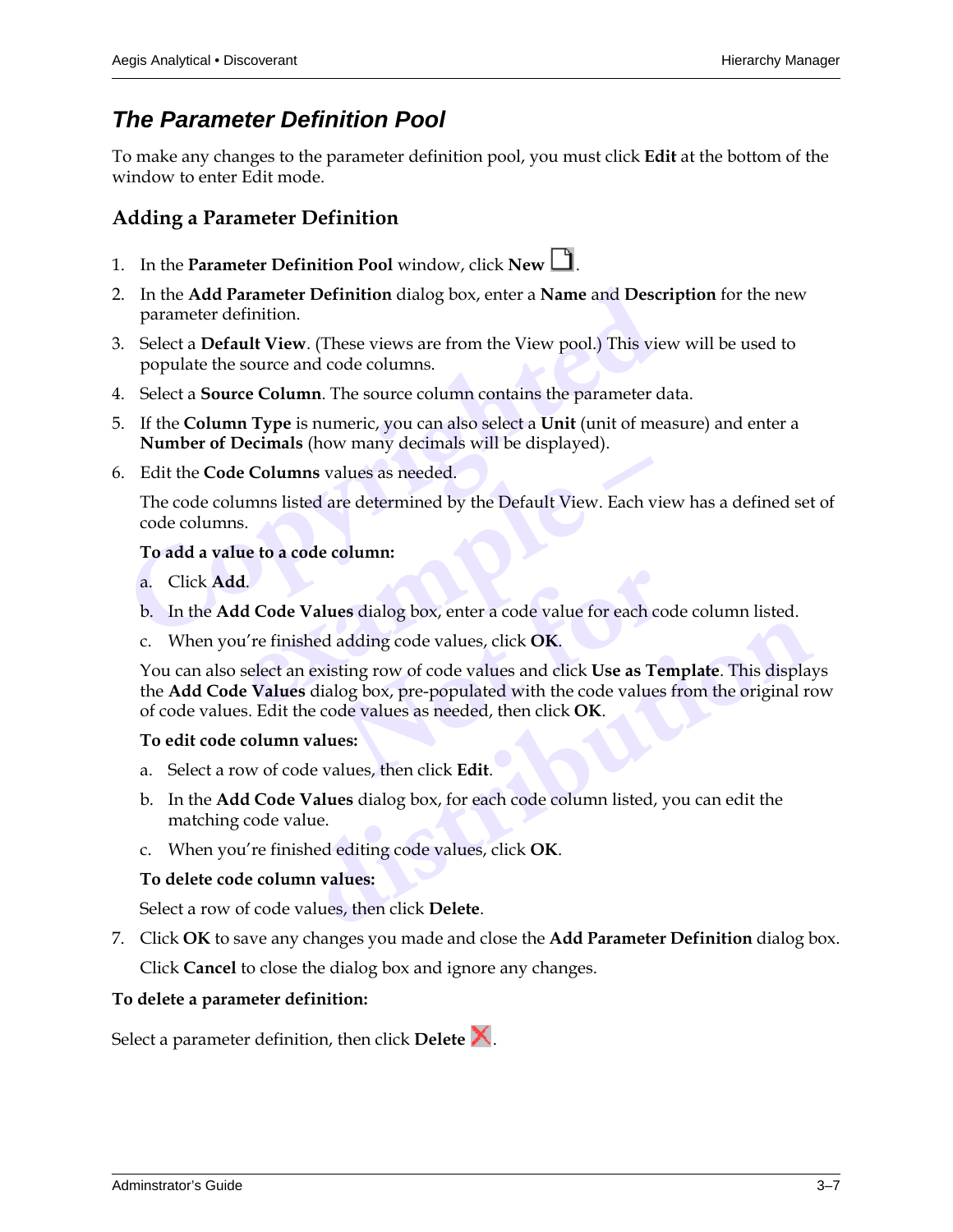## *The Parameter Definition Pool*

To make any changes to the parameter definition pool, you must click **Edit** at the bottom of the window to enter Edit mode.

### Adding a Parameter Definition

1. In the **Parameter Definition Pool** window, click **New** .
2. In the **Add Parameter Definition** dialog box, enter a **Name** and **Description** for the new parameter definition.
3. Select a **Default View**. (These views are from the View pool.) This view will be used to populate the source and code columns.
4. Select a **Source Column**. The source column contains the parameter data.
5. If the **Column Type** is numeric, you can also select a **Unit** (unit of measure) and enter a **Number of Decimals** (how many decimals will be displayed).
6. Edit the **Code Columns** values as needed.

   The code columns listed are determined by the Default View. Each view has a defined set of code columns.

   **To add a value to a code column:**

   a. Click **Add**.

   b. In the **Add Code Values** dialog box, enter a code value for each code column listed.

   c. When you're finished adding code values, click **OK**.

   You can also select an existing row of code values and click **Use as Template**. This displays the **Add Code Values** dialog box, pre-populated with the code values from the original row of code values. Edit the code values as needed, then click **OK**.

   **To edit code column values:**

   a. Select a row of code values, then click **Edit**.

   b. In the **Add Code Values** dialog box, for each code column listed, you can edit the matching code value.

   c. When you're finished editing code values, click **OK**.

   **To delete code column values:**

   Select a row of code values, then click **Delete**.

7. Click **OK** to save any changes you made and close the **Add Parameter Definition** dialog box.

   Click **Cancel** to close the dialog box and ignore any changes.

**To delete a parameter definition:**

Select a parameter definition, then click **Delete** .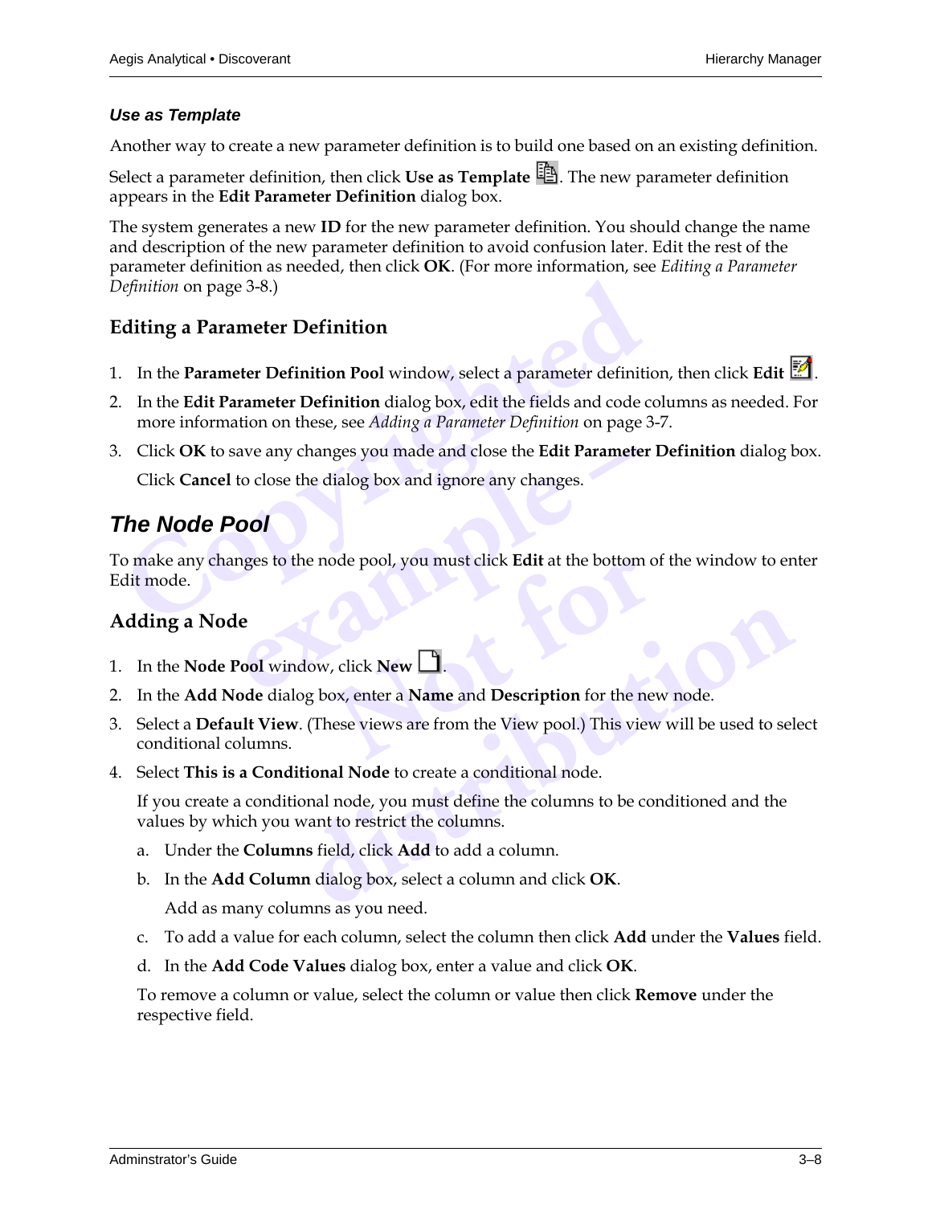#### *Use as Template*

Another way to create a new parameter definition is to build one based on an existing definition.

Select a parameter definition, then click **Use as Template**. The new parameter definition appears in the **Edit Parameter Definition** dialog box.

The system generates a new **ID** for the new parameter definition. You should change the name and description of the new parameter definition to avoid confusion later. Edit the rest of the parameter definition as needed, then click **OK**. (For more information, see *Editing a Parameter Definition* on page 3-8.)

### Editing a Parameter Definition

1. In the **Parameter Definition Pool** window, select a parameter definition, then click **Edit**.
2. In the **Edit Parameter Definition** dialog box, edit the fields and code columns as needed. For more information on these, see *Adding a Parameter Definition* on page 3-7.
3. Click **OK** to save any changes you made and close the **Edit Parameter Definition** dialog box.

   Click **Cancel** to close the dialog box and ignore any changes.

## *The Node Pool*

To make any changes to the node pool, you must click **Edit** at the bottom of the window to enter Edit mode.

### Adding a Node

1. In the **Node Pool** window, click **New**.
2. In the **Add Node** dialog box, enter a **Name** and **Description** for the new node.
3. Select a **Default View**. (These views are from the View pool.) This view will be used to select conditional columns.
4. Select **This is a Conditional Node** to create a conditional node.

   If you create a conditional node, you must define the columns to be conditioned and the values by which you want to restrict the columns.

   a. Under the **Columns** field, click **Add** to add a column.

   b. In the **Add Column** dialog box, select a column and click **OK**.

      Add as many columns as you need.

   c. To add a value for each column, select the column then click **Add** under the **Values** field.

   d. In the **Add Code Values** dialog box, enter a value and click **OK**.

   To remove a column or value, select the column or value then click **Remove** under the respective field.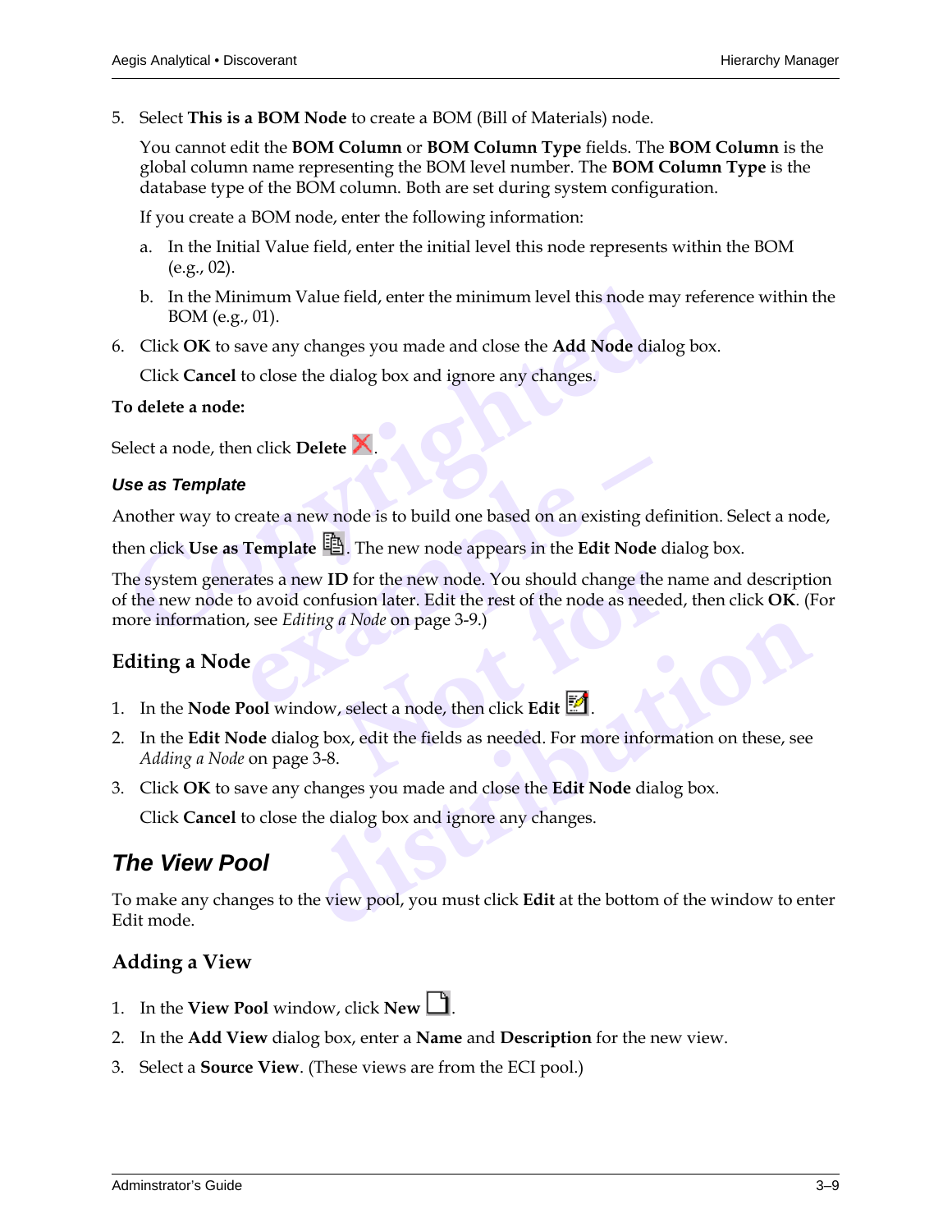5. Select **This is a BOM Node** to create a BOM (Bill of Materials) node.

   You cannot edit the **BOM Column** or **BOM Column Type** fields. The **BOM Column** is the global column name representing the BOM level number. The **BOM Column Type** is the database type of the BOM column. Both are set during system configuration.

   If you create a BOM node, enter the following information:

   a. In the Initial Value field, enter the initial level this node represents within the BOM (e.g., 02).

   b. In the Minimum Value field, enter the minimum level this node may reference within the BOM (e.g., 01).

6. Click **OK** to save any changes you made and close the **Add Node** dialog box.

   Click **Cancel** to close the dialog box and ignore any changes.

**To delete a node:**

Select a node, then click **Delete** .

### *Use as Template*

Another way to create a new node is to build one based on an existing definition. Select a node, then click **Use as Template** . The new node appears in the **Edit Node** dialog box.

The system generates a new **ID** for the new node. You should change the name and description of the new node to avoid confusion later. Edit the rest of the node as needed, then click **OK**. (For more information, see *Editing a Node* on page 3-9.)

## Editing a Node

1. In the **Node Pool** window, select a node, then click **Edit** .
2. In the **Edit Node** dialog box, edit the fields as needed. For more information on these, see *Adding a Node* on page 3-8.
3. Click **OK** to save any changes you made and close the **Edit Node** dialog box.

   Click **Cancel** to close the dialog box and ignore any changes.

# *The View Pool*

To make any changes to the view pool, you must click **Edit** at the bottom of the window to enter Edit mode.

## Adding a View

1. In the **View Pool** window, click **New** .
2. In the **Add View** dialog box, enter a **Name** and **Description** for the new view.
3. Select a **Source View**. (These views are from the ECI pool.)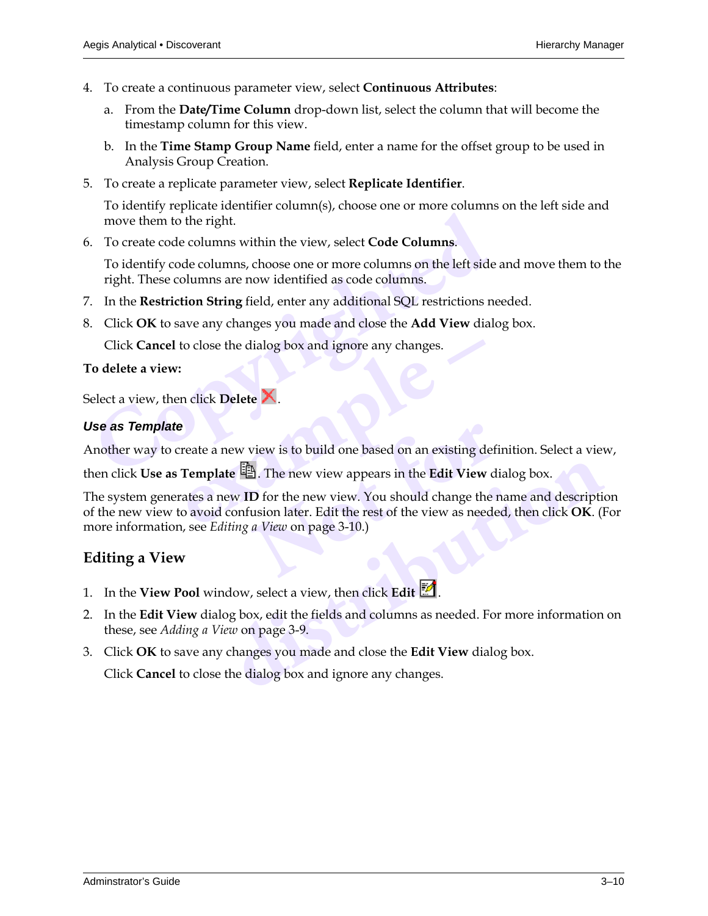4. To create a continuous parameter view, select **Continuous Attributes**:

   a. From the **Date/Time Column** drop-down list, select the column that will become the timestamp column for this view.

   b. In the **Time Stamp Group Name** field, enter a name for the offset group to be used in Analysis Group Creation.

5. To create a replicate parameter view, select **Replicate Identifier**.

   To identify replicate identifier column(s), choose one or more columns on the left side and move them to the right.

6. To create code columns within the view, select **Code Columns**.

   To identify code columns, choose one or more columns on the left side and move them to the right. These columns are now identified as code columns.

7. In the **Restriction String** field, enter any additional SQL restrictions needed.

8. Click **OK** to save any changes you made and close the **Add View** dialog box.

   Click **Cancel** to close the dialog box and ignore any changes.

**To delete a view:**

Select a view, then click **Delete**.

### *Use as Template*

Another way to create a new view is to build one based on an existing definition. Select a view, then click **Use as Template**. The new view appears in the **Edit View** dialog box.

The system generates a new **ID** for the new view. You should change the name and description of the new view to avoid confusion later. Edit the rest of the view as needed, then click **OK**. (For more information, see *Editing a View* on page 3-10.)

## Editing a View

1. In the **View Pool** window, select a view, then click **Edit**.

2. In the **Edit View** dialog box, edit the fields and columns as needed. For more information on these, see *Adding a View* on page 3-9.

3. Click **OK** to save any changes you made and close the **Edit View** dialog box.

   Click **Cancel** to close the dialog box and ignore any changes.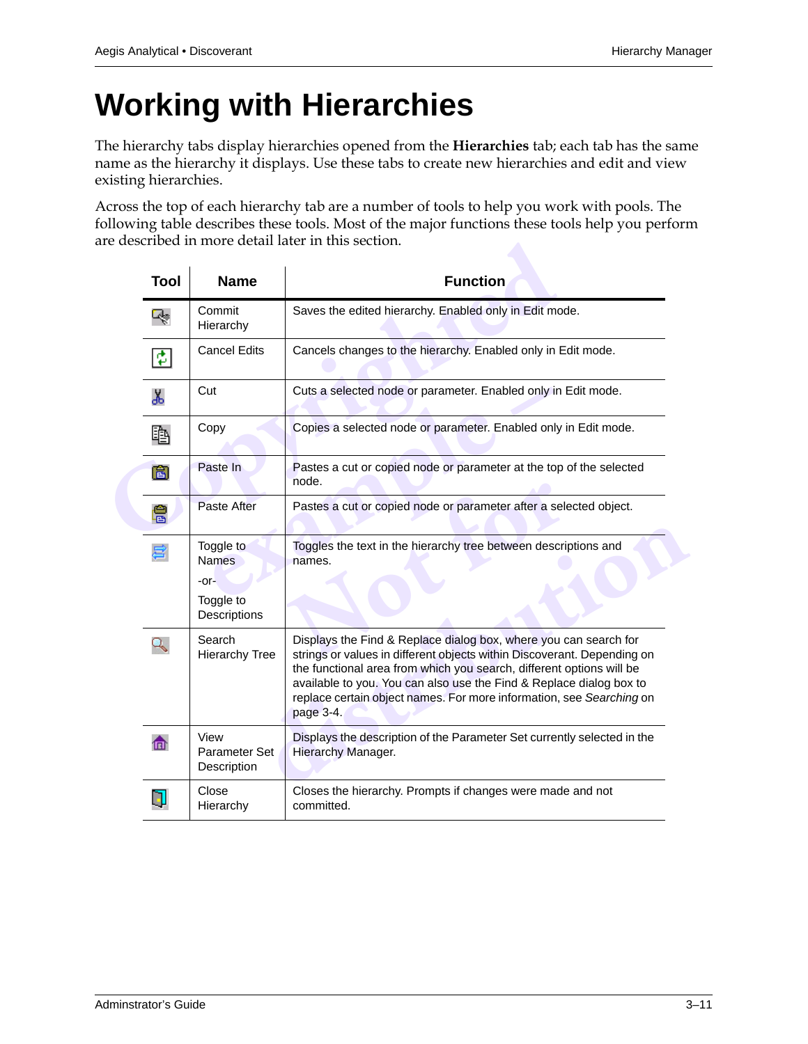# Working with Hierarchies

The hierarchy tabs display hierarchies opened from the **Hierarchies** tab; each tab has the same name as the hierarchy it displays. Use these tabs to create new hierarchies and edit and view existing hierarchies.

Across the top of each hierarchy tab are a number of tools to help you work with pools. The following table describes these tools. Most of the major functions these tools help you perform are described in more detail later in this section.

| Tool | Name | Function |
|---|---|---|
| | Commit Hierarchy | Saves the edited hierarchy. Enabled only in Edit mode. |
| | Cancel Edits | Cancels changes to the hierarchy. Enabled only in Edit mode. |
| | Cut | Cuts a selected node or parameter. Enabled only in Edit mode. |
| | Copy | Copies a selected node or parameter. Enabled only in Edit mode. |
| | Paste In | Pastes a cut or copied node or parameter at the top of the selected node. |
| | Paste After | Pastes a cut or copied node or parameter after a selected object. |
| | Toggle to Names -or- Toggle to Descriptions | Toggles the text in the hierarchy tree between descriptions and names. |
| | Search Hierarchy Tree | Displays the Find & Replace dialog box, where you can search for strings or values in different objects within Discoverant. Depending on the functional area from which you search, different options will be available to you. You can also use the Find & Replace dialog box to replace certain object names. For more information, see *Searching* on page 3-4. |
| | View Parameter Set Description | Displays the description of the Parameter Set currently selected in the Hierarchy Manager. |
| | Close Hierarchy | Closes the hierarchy. Prompts if changes were made and not committed. |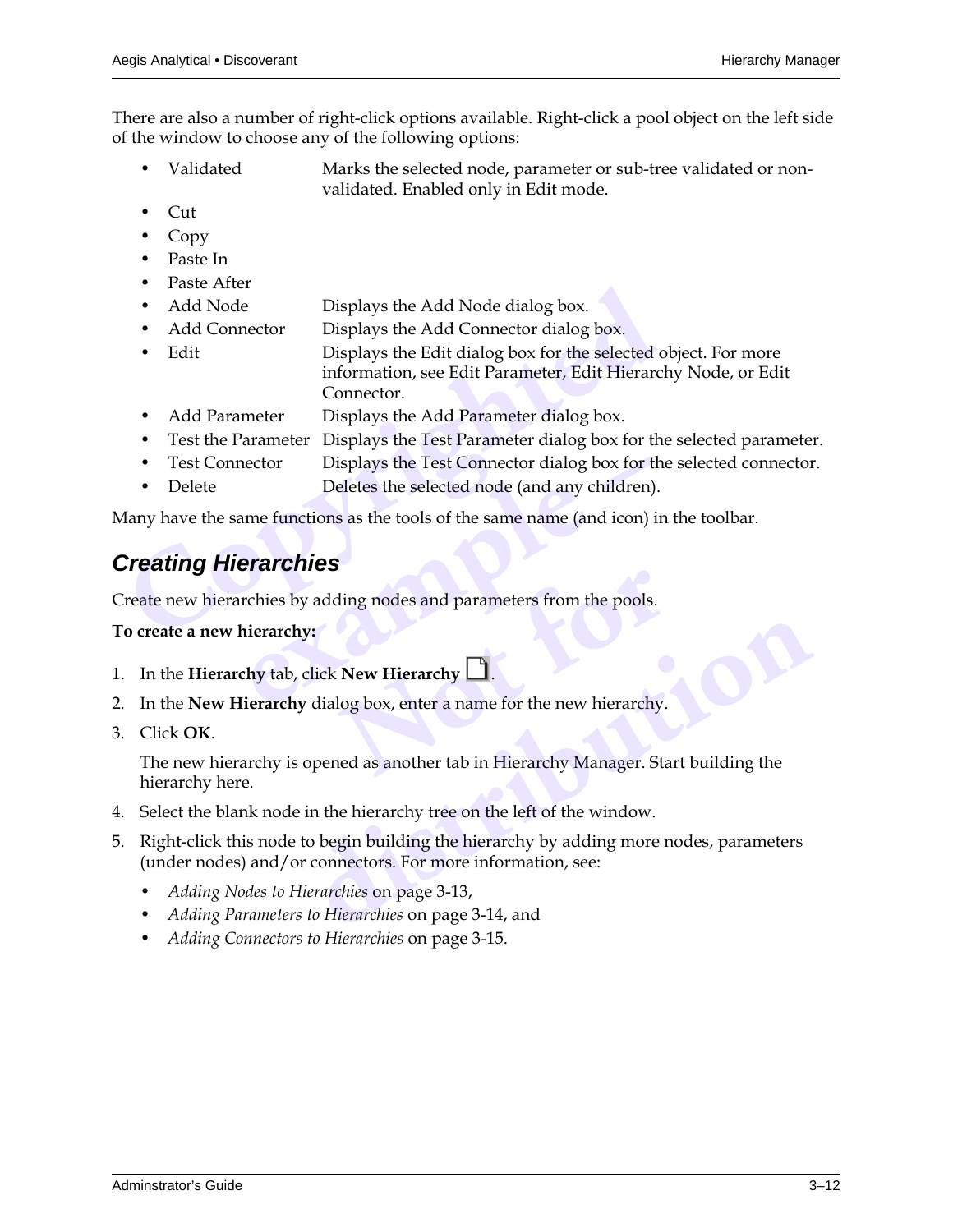There are also a number of right-click options available. Right-click a pool object on the left side of the window to choose any of the following options:

- Validated — Marks the selected node, parameter or sub-tree validated or non-validated. Enabled only in Edit mode.
- Cut
- Copy
- Paste In
- Paste After
- Add Node — Displays the Add Node dialog box.
- Add Connector — Displays the Add Connector dialog box.
- Edit — Displays the Edit dialog box for the selected object. For more information, see Edit Parameter, Edit Hierarchy Node, or Edit Connector.
- Add Parameter — Displays the Add Parameter dialog box.
- Test the Parameter — Displays the Test Parameter dialog box for the selected parameter.
- Test Connector — Displays the Test Connector dialog box for the selected connector.
- Delete — Deletes the selected node (and any children).

Many have the same functions as the tools of the same name (and icon) in the toolbar.

## *Creating Hierarchies*

Create new hierarchies by adding nodes and parameters from the pools.

**To create a new hierarchy:**

1. In the **Hierarchy** tab, click **New Hierarchy** .
2. In the **New Hierarchy** dialog box, enter a name for the new hierarchy.
3. Click **OK**.

   The new hierarchy is opened as another tab in Hierarchy Manager. Start building the hierarchy here.
4. Select the blank node in the hierarchy tree on the left of the window.
5. Right-click this node to begin building the hierarchy by adding more nodes, parameters (under nodes) and/or connectors. For more information, see:
   - *Adding Nodes to Hierarchies* on page 3-13,
   - *Adding Parameters to Hierarchies* on page 3-14, and
   - *Adding Connectors to Hierarchies* on page 3-15.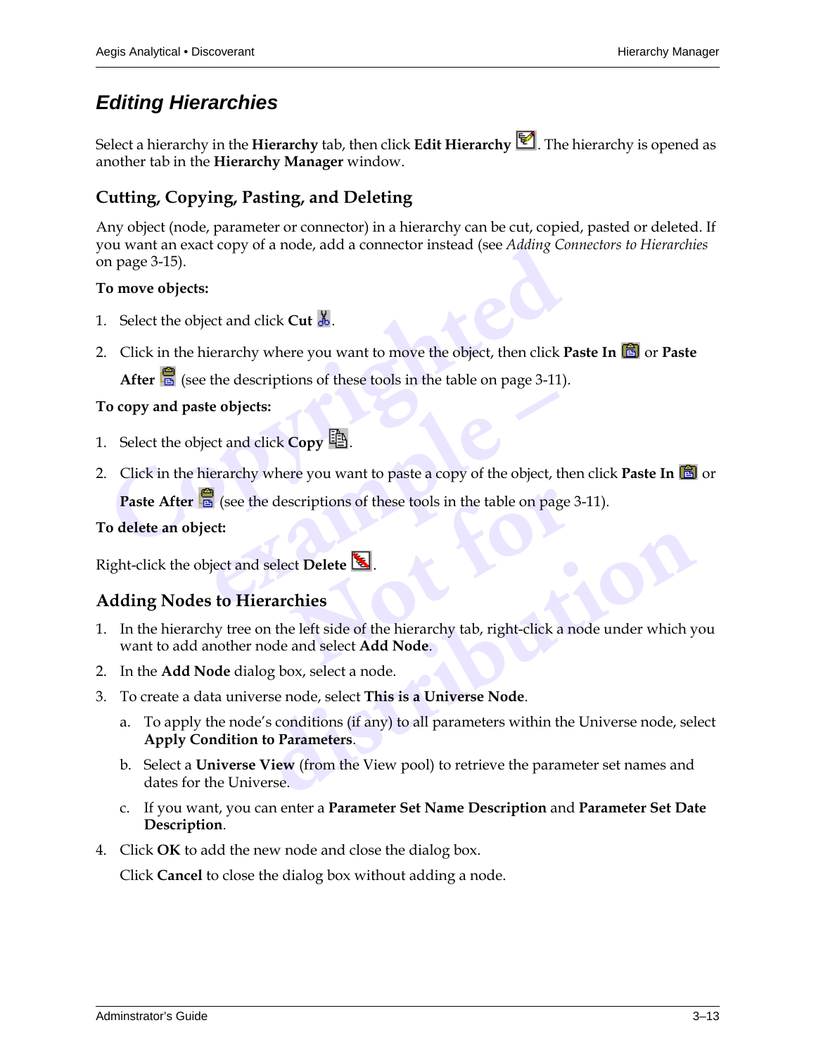## *Editing Hierarchies*

Select a hierarchy in the **Hierarchy** tab, then click **Edit Hierarchy** . The hierarchy is opened as another tab in the **Hierarchy Manager** window.

### Cutting, Copying, Pasting, and Deleting

Any object (node, parameter or connector) in a hierarchy can be cut, copied, pasted or deleted. If you want an exact copy of a node, add a connector instead (see *Adding Connectors to Hierarchies* on page 3-15).

**To move objects:**

1. Select the object and click **Cut** .
2. Click in the hierarchy where you want to move the object, then click **Paste In** or **Paste After** (see the descriptions of these tools in the table on page 3-11).

**To copy and paste objects:**

1. Select the object and click **Copy** .
2. Click in the hierarchy where you want to paste a copy of the object, then click **Paste In** or **Paste After** (see the descriptions of these tools in the table on page 3-11).

**To delete an object:**

Right-click the object and select **Delete** .

### Adding Nodes to Hierarchies

1. In the hierarchy tree on the left side of the hierarchy tab, right-click a node under which you want to add another node and select **Add Node**.
2. In the **Add Node** dialog box, select a node.
3. To create a data universe node, select **This is a Universe Node**.
   a. To apply the node's conditions (if any) to all parameters within the Universe node, select **Apply Condition to Parameters**.
   b. Select a **Universe View** (from the View pool) to retrieve the parameter set names and dates for the Universe.
   c. If you want, you can enter a **Parameter Set Name Description** and **Parameter Set Date Description**.
4. Click **OK** to add the new node and close the dialog box.

   Click **Cancel** to close the dialog box without adding a node.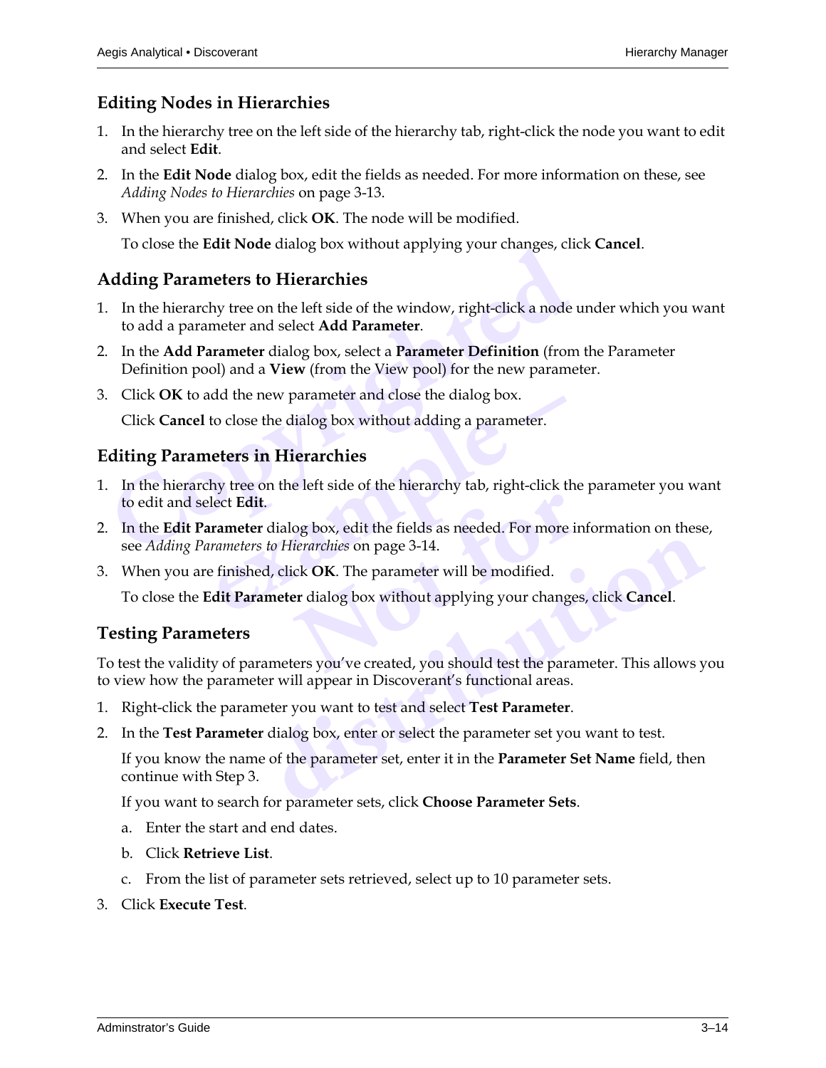## Editing Nodes in Hierarchies

1. In the hierarchy tree on the left side of the hierarchy tab, right-click the node you want to edit and select **Edit**.
2. In the **Edit Node** dialog box, edit the fields as needed. For more information on these, see *Adding Nodes to Hierarchies* on page 3-13.
3. When you are finished, click **OK**. The node will be modified.

   To close the **Edit Node** dialog box without applying your changes, click **Cancel**.

## Adding Parameters to Hierarchies

1. In the hierarchy tree on the left side of the window, right-click a node under which you want to add a parameter and select **Add Parameter**.
2. In the **Add Parameter** dialog box, select a **Parameter Definition** (from the Parameter Definition pool) and a **View** (from the View pool) for the new parameter.
3. Click **OK** to add the new parameter and close the dialog box.

   Click **Cancel** to close the dialog box without adding a parameter.

## Editing Parameters in Hierarchies

1. In the hierarchy tree on the left side of the hierarchy tab, right-click the parameter you want to edit and select **Edit**.
2. In the **Edit Parameter** dialog box, edit the fields as needed. For more information on these, see *Adding Parameters to Hierarchies* on page 3-14.
3. When you are finished, click **OK**. The parameter will be modified.

   To close the **Edit Parameter** dialog box without applying your changes, click **Cancel**.

## Testing Parameters

To test the validity of parameters you've created, you should test the parameter. This allows you to view how the parameter will appear in Discoverant's functional areas.

1. Right-click the parameter you want to test and select **Test Parameter**.
2. In the **Test Parameter** dialog box, enter or select the parameter set you want to test.

   If you know the name of the parameter set, enter it in the **Parameter Set Name** field, then continue with Step 3.

   If you want to search for parameter sets, click **Choose Parameter Sets**.

   a. Enter the start and end dates.

   b. Click **Retrieve List**.

   c. From the list of parameter sets retrieved, select up to 10 parameter sets.
3. Click **Execute Test**.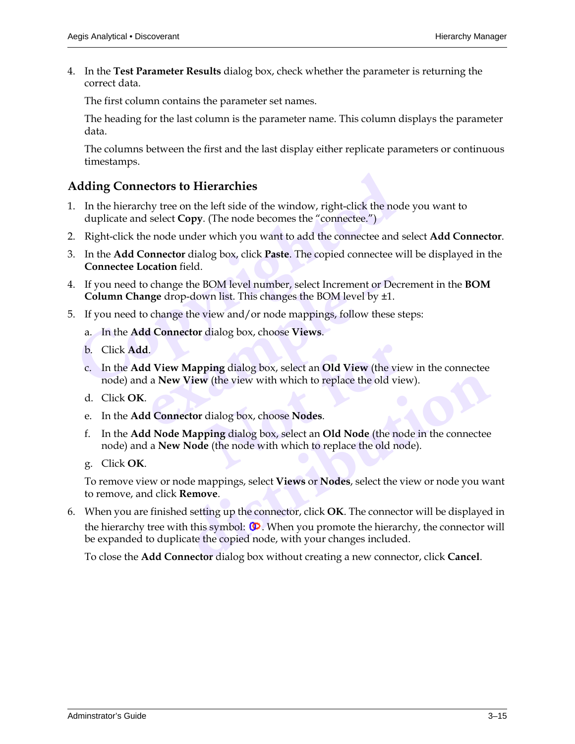4. In the **Test Parameter Results** dialog box, check whether the parameter is returning the correct data.

   The first column contains the parameter set names.

   The heading for the last column is the parameter name. This column displays the parameter data.

   The columns between the first and the last display either replicate parameters or continuous timestamps.

## Adding Connectors to Hierarchies

1. In the hierarchy tree on the left side of the window, right-click the node you want to duplicate and select **Copy**. (The node becomes the "connectee.")
2. Right-click the node under which you want to add the connectee and select **Add Connector**.
3. In the **Add Connector** dialog box, click **Paste**. The copied connectee will be displayed in the **Connectee Location** field.
4. If you need to change the BOM level number, select Increment or Decrement in the **BOM Column Change** drop-down list. This changes the BOM level by ±1.
5. If you need to change the view and/or node mappings, follow these steps:
   a. In the **Add Connector** dialog box, choose **Views**.
   b. Click **Add**.
   c. In the **Add View Mapping** dialog box, select an **Old View** (the view in the connectee node) and a **New View** (the view with which to replace the old view).
   d. Click **OK**.
   e. In the **Add Connector** dialog box, choose **Nodes**.
   f. In the **Add Node Mapping** dialog box, select an **Old Node** (the node in the connectee node) and a **New Node** (the node with which to replace the old node).
   g. Click **OK**.

   To remove view or node mappings, select **Views** or **Nodes**, select the view or node you want to remove, and click **Remove**.
6. When you are finished setting up the connector, click **OK**. The connector will be displayed in the hierarchy tree with this symbol: . When you promote the hierarchy, the connector will be expanded to duplicate the copied node, with your changes included.

   To close the **Add Connector** dialog box without creating a new connector, click **Cancel**.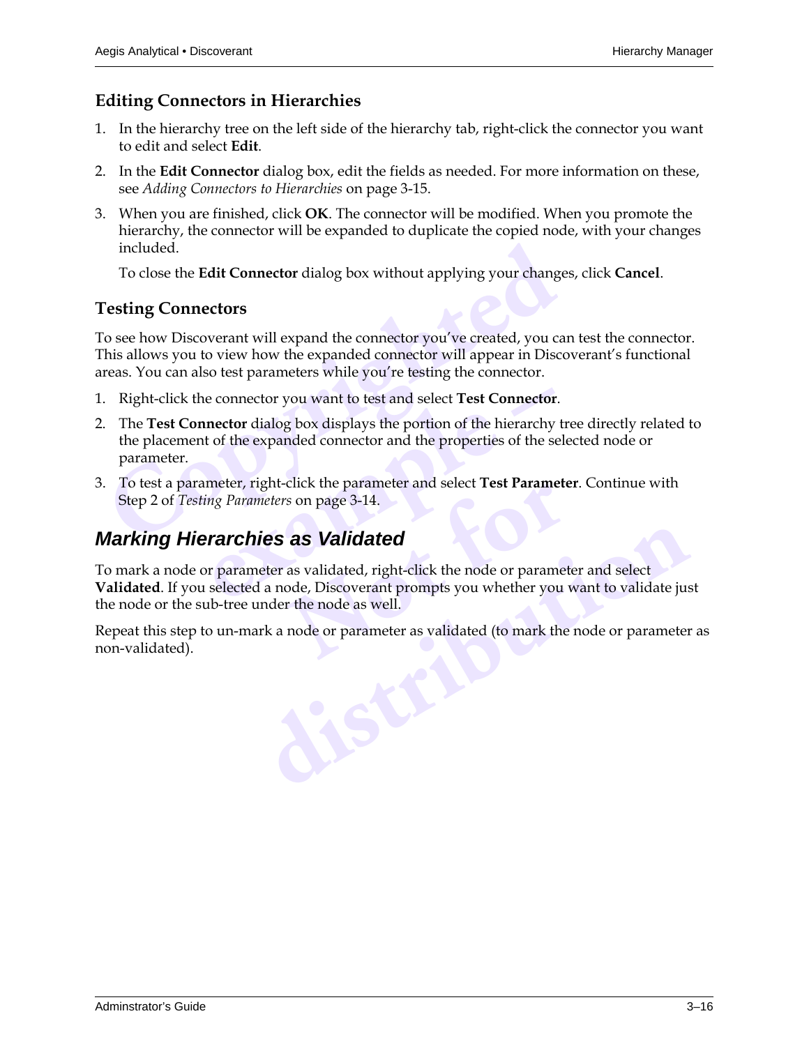### Editing Connectors in Hierarchies

1. In the hierarchy tree on the left side of the hierarchy tab, right-click the connector you want to edit and select **Edit**.
2. In the **Edit Connector** dialog box, edit the fields as needed. For more information on these, see *Adding Connectors to Hierarchies* on page 3-15.
3. When you are finished, click **OK**. The connector will be modified. When you promote the hierarchy, the connector will be expanded to duplicate the copied node, with your changes included.

   To close the **Edit Connector** dialog box without applying your changes, click **Cancel**.

### Testing Connectors

To see how Discoverant will expand the connector you've created, you can test the connector. This allows you to view how the expanded connector will appear in Discoverant's functional areas. You can also test parameters while you're testing the connector.

1. Right-click the connector you want to test and select **Test Connector**.
2. The **Test Connector** dialog box displays the portion of the hierarchy tree directly related to the placement of the expanded connector and the properties of the selected node or parameter.
3. To test a parameter, right-click the parameter and select **Test Parameter**. Continue with Step 2 of *Testing Parameters* on page 3-14.

## *Marking Hierarchies as Validated*

To mark a node or parameter as validated, right-click the node or parameter and select **Validated**. If you selected a node, Discoverant prompts you whether you want to validate just the node or the sub-tree under the node as well.

Repeat this step to un-mark a node or parameter as validated (to mark the node or parameter as non-validated).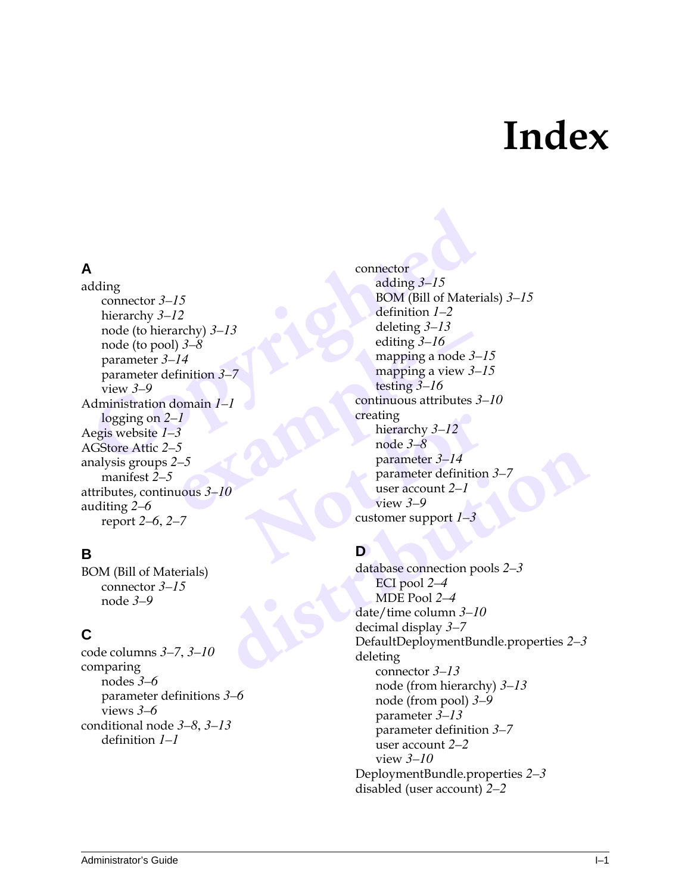# Index

## A

adding
- connector *3–15*
- hierarchy *3–12*
- node (to hierarchy) *3–13*
- node (to pool) *3–8*
- parameter *3–14*
- parameter definition *3–7*
- view *3–9*

Administration domain *1–1*
- logging on *2–1*

Aegis website *1–3*

AGStore Attic *2–5*

analysis groups *2–5*
- manifest *2–5*

attributes, continuous *3–10*

auditing *2–6*
- report *2–6*, *2–7*

## B

BOM (Bill of Materials)
- connector *3–15*
- node *3–9*

## C

code columns *3–7*, *3–10*

comparing
- nodes *3–6*
- parameter definitions *3–6*
- views *3–6*

conditional node *3–8*, *3–13*
- definition *1–1*

connector
- adding *3–15*
- BOM (Bill of Materials) *3–15*
- definition *1–2*
- deleting *3–13*
- editing *3–16*
- mapping a node *3–15*
- mapping a view *3–15*
- testing *3–16*

continuous attributes *3–10*

creating
- hierarchy *3–12*
- node *3–8*
- parameter *3–14*
- parameter definition *3–7*
- user account *2–1*
- view *3–9*

customer support *1–3*

## D

database connection pools *2–3*
- ECI pool *2–4*
- MDE Pool *2–4*

date/time column *3–10*

decimal display *3–7*

DefaultDeploymentBundle.properties *2–3*

deleting
- connector *3–13*
- node (from hierarchy) *3–13*
- node (from pool) *3–9*
- parameter *3–13*
- parameter definition *3–7*
- user account *2–2*
- view *3–10*

DeploymentBundle.properties *2–3*

disabled (user account) *2–2*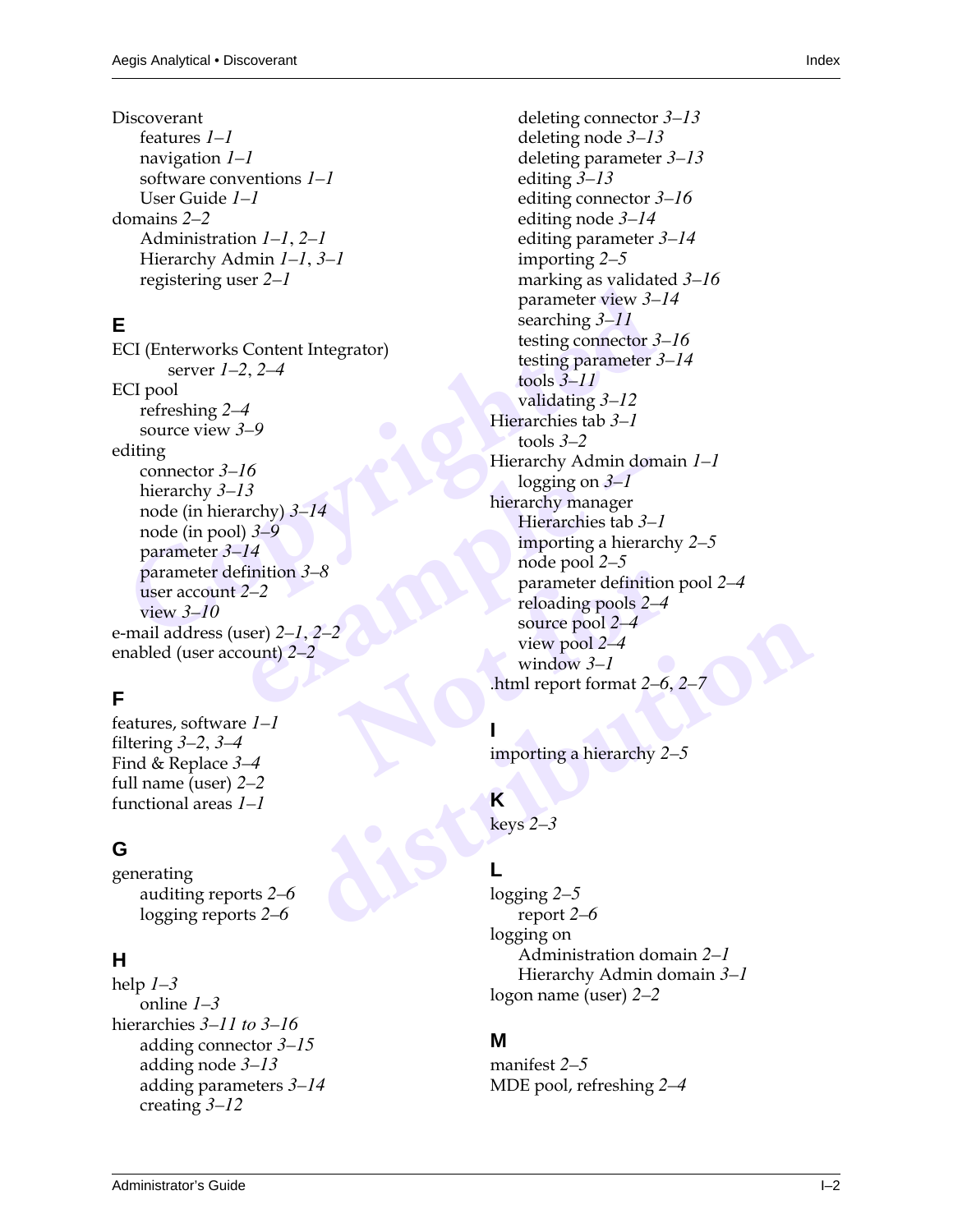Discoverant
- features *1–1*
- navigation *1–1*
- software conventions *1–1*
- User Guide *1–1*

domains *2–2*
- Administration *1–1*, *2–1*
- Hierarchy Admin *1–1*, *3–1*
- registering user *2–1*

## E

ECI (Enterworks Content Integrator)
- server *1–2*, *2–4*

ECI pool
- refreshing *2–4*
- source view *3–9*

editing
- connector *3–16*
- hierarchy *3–13*
- node (in hierarchy) *3–14*
- node (in pool) *3–9*
- parameter *3–14*
- parameter definition *3–8*
- user account *2–2*
- view *3–10*

e-mail address (user) *2–1*, *2–2*

enabled (user account) *2–2*

## F

features, software *1–1*

filtering *3–2*, *3–4*

Find & Replace *3–4*

full name (user) *2–2*

functional areas *1–1*

## G

generating
- auditing reports *2–6*
- logging reports *2–6*

## H

help *1–3*
- online *1–3*

hierarchies *3–11 to 3–16*
- adding connector *3–15*
- adding node *3–13*
- adding parameters *3–14*
- creating *3–12*
- deleting connector *3–13*
- deleting node *3–13*
- deleting parameter *3–13*
- editing *3–13*
- editing connector *3–16*
- editing node *3–14*
- editing parameter *3–14*
- importing *2–5*
- marking as validated *3–16*
- parameter view *3–14*
- searching *3–11*
- testing connector *3–16*
- testing parameter *3–14*
- tools *3–11*
- validating *3–12*

Hierarchies tab *3–1*
- tools *3–2*

Hierarchy Admin domain *1–1*
- logging on *3–1*

hierarchy manager
- Hierarchies tab *3–1*
- importing a hierarchy *2–5*
- node pool *2–5*
- parameter definition pool *2–4*
- reloading pools *2–4*
- source pool *2–4*
- view pool *2–4*
- window *3–1*

.html report format *2–6*, *2–7*

## I

importing a hierarchy *2–5*

## K

keys *2–3*

## L

logging *2–5*
- report *2–6*

logging on
- Administration domain *2–1*
- Hierarchy Admin domain *3–1*

logon name (user) *2–2*

## M

manifest *2–5*

MDE pool, refreshing *2–4*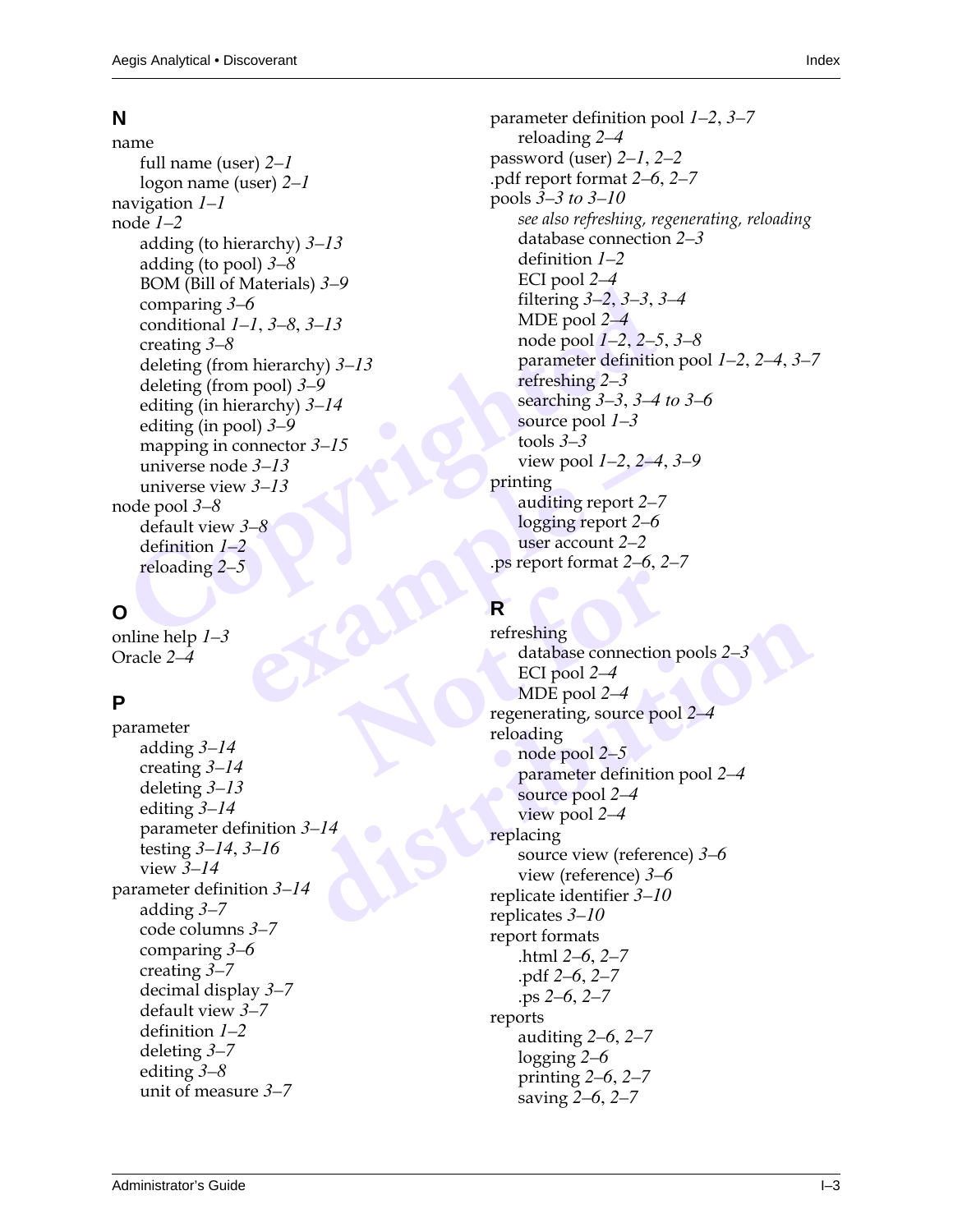## N

name
- full name (user) *2–1*
- logon name (user) *2–1*

navigation *1–1*

node *1–2*
- adding (to hierarchy) *3–13*
- adding (to pool) *3–8*
- BOM (Bill of Materials) *3–9*
- comparing *3–6*
- conditional *1–1*, *3–8*, *3–13*
- creating *3–8*
- deleting (from hierarchy) *3–13*
- deleting (from pool) *3–9*
- editing (in hierarchy) *3–14*
- editing (in pool) *3–9*
- mapping in connector *3–15*
- universe node *3–13*
- universe view *3–13*

node pool *3–8*
- default view *3–8*
- definition *1–2*
- reloading *2–5*

## O

online help *1–3*

Oracle *2–4*

## P

parameter
- adding *3–14*
- creating *3–14*
- deleting *3–13*
- editing *3–14*
- parameter definition *3–14*
- testing *3–14*, *3–16*
- view *3–14*

parameter definition *3–14*
- adding *3–7*
- code columns *3–7*
- comparing *3–6*
- creating *3–7*
- decimal display *3–7*
- default view *3–7*
- definition *1–2*
- deleting *3–7*
- editing *3–8*
- unit of measure *3–7*

parameter definition pool *1–2*, *3–7*
- reloading *2–4*

password (user) *2–1*, *2–2*

.pdf report format *2–6*, *2–7*

pools *3–3 to 3–10*
- *see also refreshing, regenerating, reloading*
- database connection *2–3*
- definition *1–2*
- ECI pool *2–4*
- filtering *3–2*, *3–3*, *3–4*
- MDE pool *2–4*
- node pool *1–2*, *2–5*, *3–8*
- parameter definition pool *1–2*, *2–4*, *3–7*
- refreshing *2–3*
- searching *3–3*, *3–4 to 3–6*
- source pool *1–3*
- tools *3–3*
- view pool *1–2*, *2–4*, *3–9*

printing
- auditing report *2–7*
- logging report *2–6*
- user account *2–2*

.ps report format *2–6*, *2–7*

## R

refreshing
- database connection pools *2–3*
- ECI pool *2–4*
- MDE pool *2–4*

regenerating, source pool *2–4*

reloading
- node pool *2–5*
- parameter definition pool *2–4*
- source pool *2–4*
- view pool *2–4*

replacing
- source view (reference) *3–6*
- view (reference) *3–6*

replicate identifier *3–10*

replicates *3–10*

report formats
- .html *2–6*, *2–7*
- .pdf *2–6*, *2–7*
- .ps *2–6*, *2–7*

reports
- auditing *2–6*, *2–7*
- logging *2–6*
- printing *2–6*, *2–7*
- saving *2–6*, *2–7*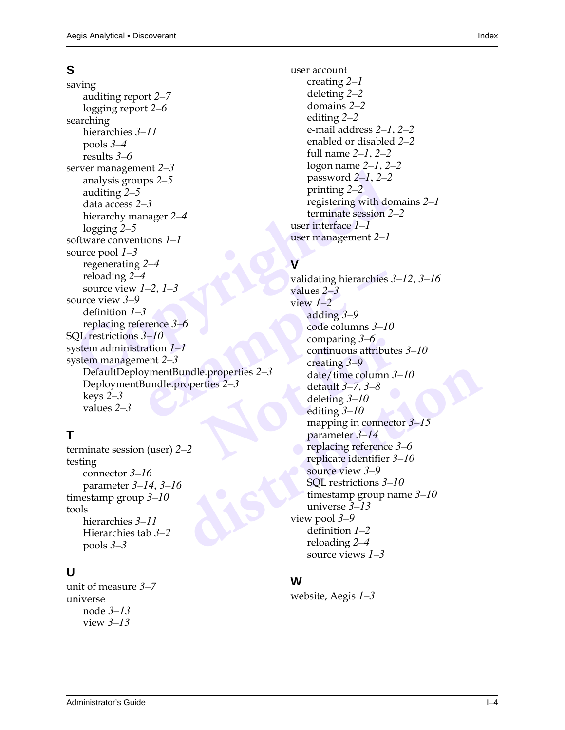## S

saving
- auditing report *2–7*
- logging report *2–6*

searching
- hierarchies *3–11*
- pools *3–4*
- results *3–6*

server management *2–3*
- analysis groups *2–5*
- auditing *2–5*
- data access *2–3*
- hierarchy manager *2–4*
- logging *2–5*

software conventions *1–1*

source pool *1–3*
- regenerating *2–4*
- reloading *2–4*
- source view *1–2*, *1–3*

source view *3–9*
- definition *1–3*
- replacing reference *3–6*

SQL restrictions *3–10*

system administration *1–1*

system management *2–3*
- DefaultDeploymentBundle.properties *2–3*
- DeploymentBundle.properties *2–3*
- keys *2–3*
- values *2–3*

## T

terminate session (user) *2–2*

testing
- connector *3–16*
- parameter *3–14*, *3–16*

timestamp group *3–10*

tools
- hierarchies *3–11*
- Hierarchies tab *3–2*
- pools *3–3*

## U

unit of measure *3–7*

universe
- node *3–13*
- view *3–13*

user account
- creating *2–1*
- deleting *2–2*
- domains *2–2*
- editing *2–2*
- e-mail address *2–1*, *2–2*
- enabled or disabled *2–2*
- full name *2–1*, *2–2*
- logon name *2–1*, *2–2*
- password *2–1*, *2–2*
- printing *2–2*
- registering with domains *2–1*
- terminate session *2–2*

user interface *1–1*

user management *2–1*

## V

validating hierarchies *3–12*, *3–16*

values *2–3*

view *1–2*
- adding *3–9*
- code columns *3–10*
- comparing *3–6*
- continuous attributes *3–10*
- creating *3–9*
- date/time column *3–10*
- default *3–7*, *3–8*
- deleting *3–10*
- editing *3–10*
- mapping in connector *3–15*
- parameter *3–14*
- replacing reference *3–6*
- replicate identifier *3–10*
- source view *3–9*
- SQL restrictions *3–10*
- timestamp group name *3–10*
- universe *3–13*

view pool *3–9*
- definition *1–2*
- reloading *2–4*
- source views *1–3*

## W

website, Aegis *1–3*